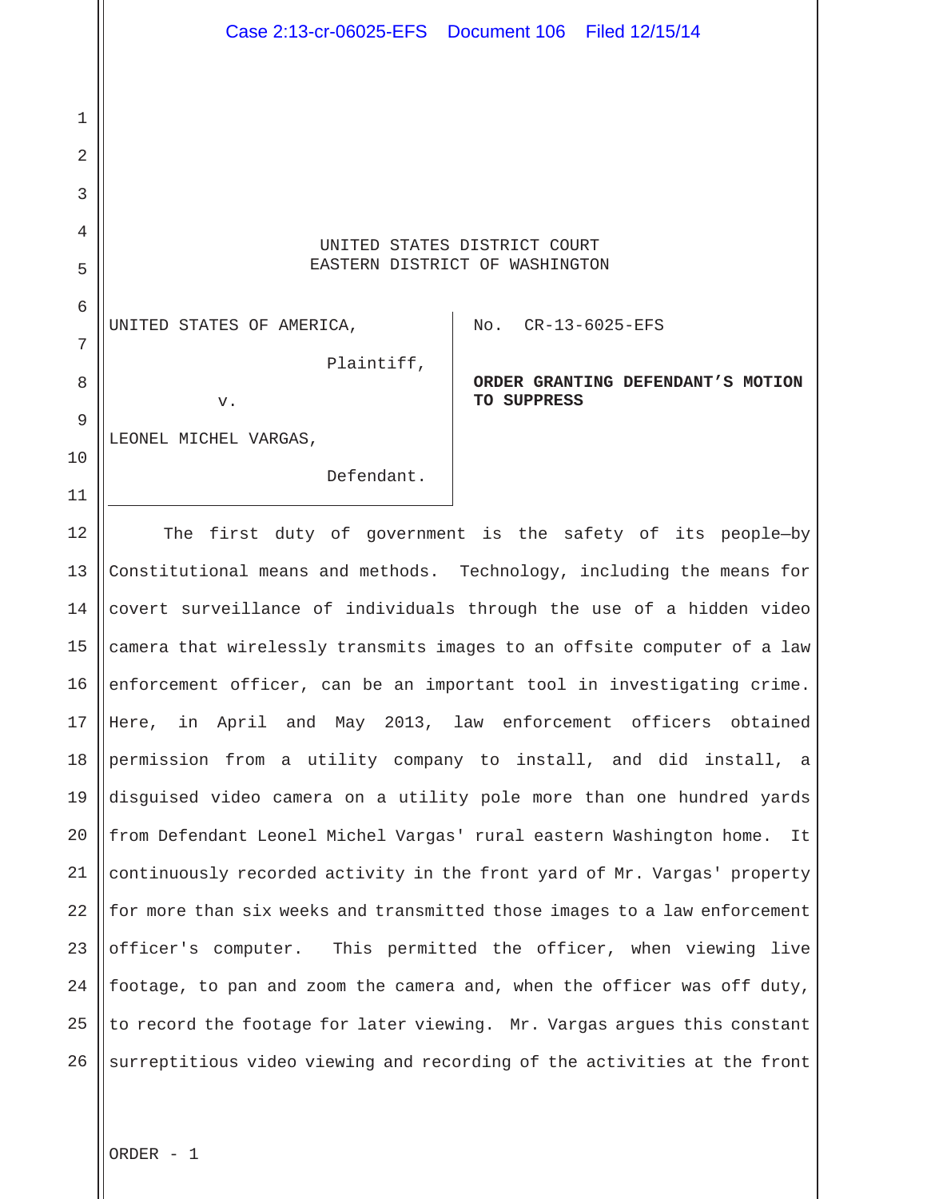UNITED STATES DISTRICT COURT
EASTERN DISTRICT OF WASHINGTON

UNITED STATES OF AMERICA,

Plaintiff,

v.

LEONEL MICHEL VARGAS,

Defendant.

No. CR-13-6025-EFS

**ORDER GRANTING DEFENDANT'S MOTION TO SUPPRESS**

The first duty of government is the safety of its people—by Constitutional means and methods. Technology, including the means for covert surveillance of individuals through the use of a hidden video camera that wirelessly transmits images to an offsite computer of a law enforcement officer, can be an important tool in investigating crime. Here, in April and May 2013, law enforcement officers obtained permission from a utility company to install, and did install, a disguised video camera on a utility pole more than one hundred yards from Defendant Leonel Michel Vargas' rural eastern Washington home. It continuously recorded activity in the front yard of Mr. Vargas' property for more than six weeks and transmitted those images to a law enforcement officer's computer. This permitted the officer, when viewing live footage, to pan and zoom the camera and, when the officer was off duty, to record the footage for later viewing. Mr. Vargas argues this constant surreptitious video viewing and recording of the activities at the front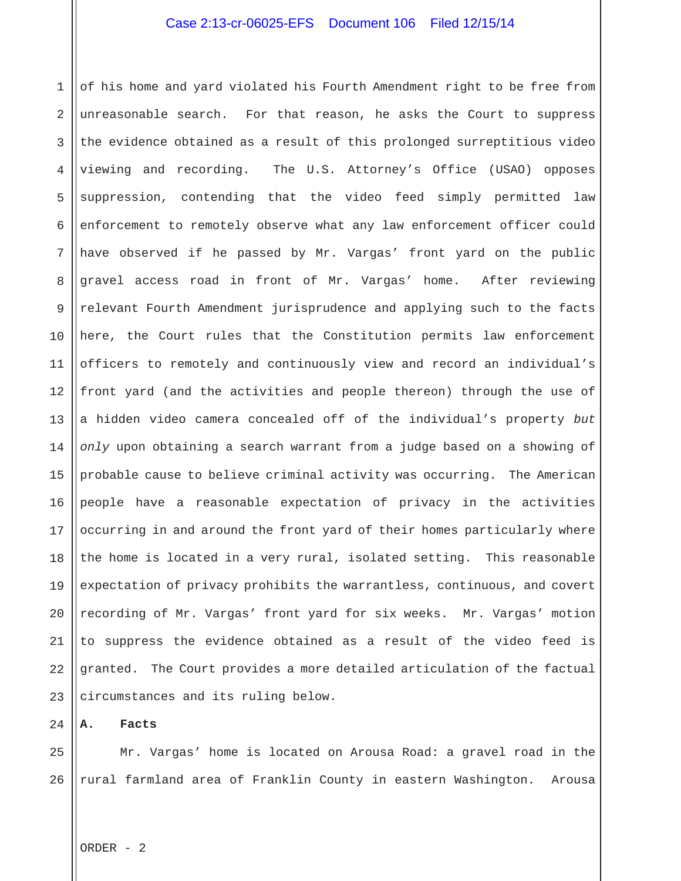of his home and yard violated his Fourth Amendment right to be free from unreasonable search. For that reason, he asks the Court to suppress the evidence obtained as a result of this prolonged surreptitious video viewing and recording. The U.S. Attorney's Office (USAO) opposes suppression, contending that the video feed simply permitted law enforcement to remotely observe what any law enforcement officer could have observed if he passed by Mr. Vargas' front yard on the public gravel access road in front of Mr. Vargas' home. After reviewing relevant Fourth Amendment jurisprudence and applying such to the facts here, the Court rules that the Constitution permits law enforcement officers to remotely and continuously view and record an individual's front yard (and the activities and people thereon) through the use of a hidden video camera concealed off of the individual's property *but only* upon obtaining a search warrant from a judge based on a showing of probable cause to believe criminal activity was occurring. The American people have a reasonable expectation of privacy in the activities occurring in and around the front yard of their homes particularly where the home is located in a very rural, isolated setting. This reasonable expectation of privacy prohibits the warrantless, continuous, and covert recording of Mr. Vargas' front yard for six weeks. Mr. Vargas' motion to suppress the evidence obtained as a result of the video feed is granted. The Court provides a more detailed articulation of the factual circumstances and its ruling below.

## A. Facts

Mr. Vargas' home is located on Arousa Road: a gravel road in the rural farmland area of Franklin County in eastern Washington. Arousa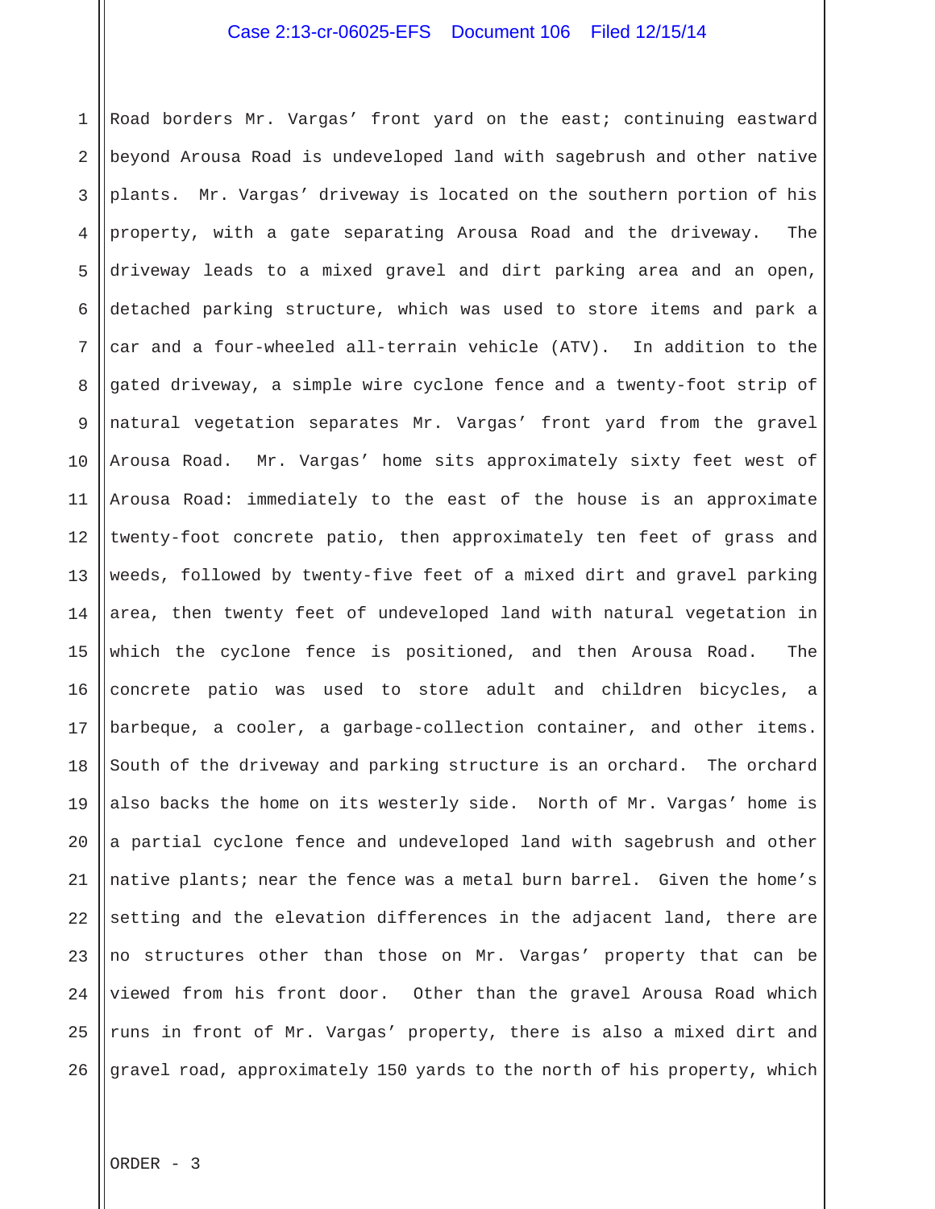Road borders Mr. Vargas' front yard on the east; continuing eastward beyond Arousa Road is undeveloped land with sagebrush and other native plants. Mr. Vargas' driveway is located on the southern portion of his property, with a gate separating Arousa Road and the driveway. The driveway leads to a mixed gravel and dirt parking area and an open, detached parking structure, which was used to store items and park a car and a four-wheeled all-terrain vehicle (ATV). In addition to the gated driveway, a simple wire cyclone fence and a twenty-foot strip of natural vegetation separates Mr. Vargas' front yard from the gravel Arousa Road. Mr. Vargas' home sits approximately sixty feet west of Arousa Road: immediately to the east of the house is an approximate twenty-foot concrete patio, then approximately ten feet of grass and weeds, followed by twenty-five feet of a mixed dirt and gravel parking area, then twenty feet of undeveloped land with natural vegetation in which the cyclone fence is positioned, and then Arousa Road. The concrete patio was used to store adult and children bicycles, a barbeque, a cooler, a garbage-collection container, and other items. South of the driveway and parking structure is an orchard. The orchard also backs the home on its westerly side. North of Mr. Vargas' home is a partial cyclone fence and undeveloped land with sagebrush and other native plants; near the fence was a metal burn barrel. Given the home's setting and the elevation differences in the adjacent land, there are no structures other than those on Mr. Vargas' property that can be viewed from his front door. Other than the gravel Arousa Road which runs in front of Mr. Vargas' property, there is also a mixed dirt and gravel road, approximately 150 yards to the north of his property, which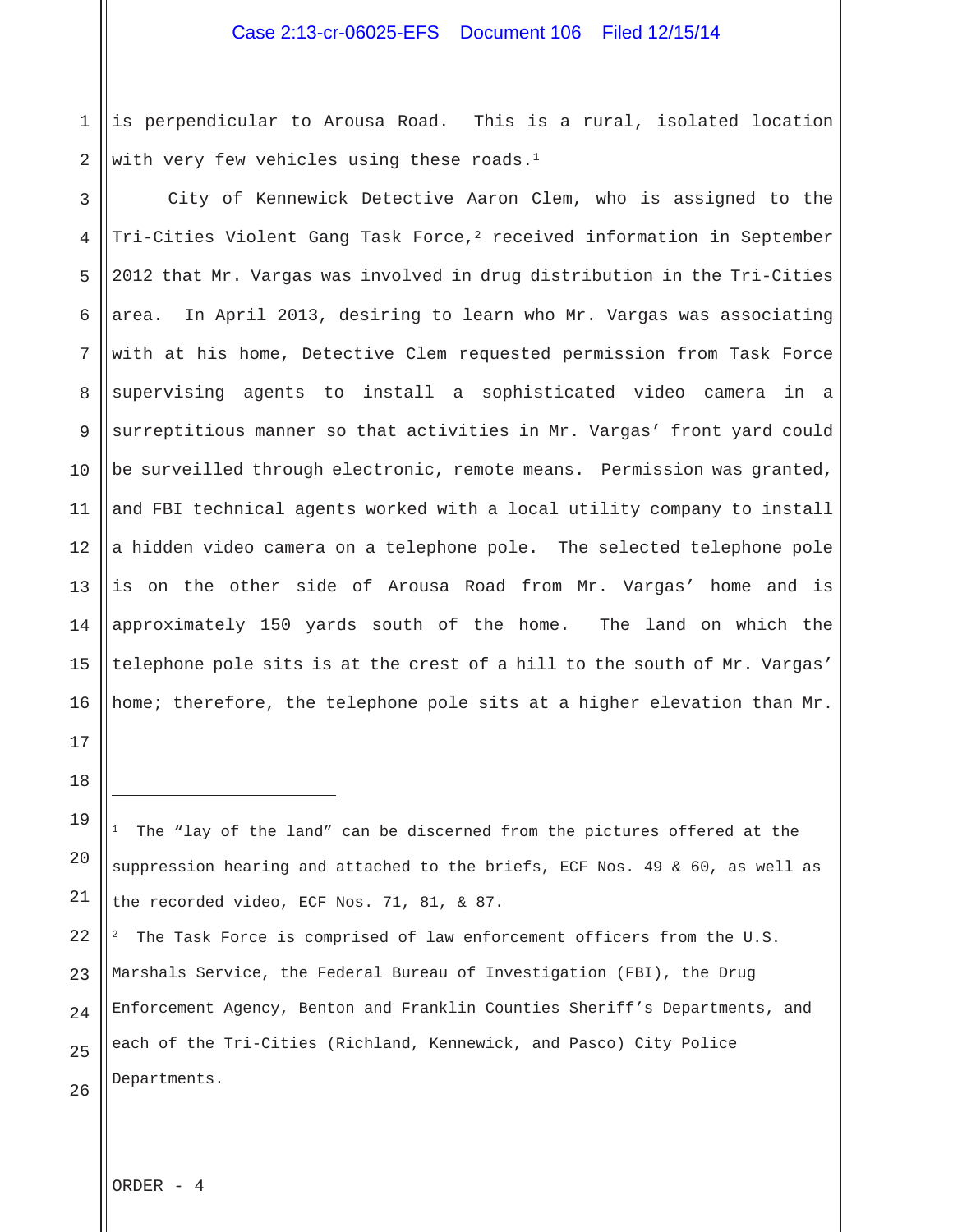is perpendicular to Arousa Road. This is a rural, isolated location with very few vehicles using these roads.[1]

City of Kennewick Detective Aaron Clem, who is assigned to the Tri-Cities Violent Gang Task Force,[2] received information in September 2012 that Mr. Vargas was involved in drug distribution in the Tri-Cities area. In April 2013, desiring to learn who Mr. Vargas was associating with at his home, Detective Clem requested permission from Task Force supervising agents to install a sophisticated video camera in a surreptitious manner so that activities in Mr. Vargas' front yard could be surveilled through electronic, remote means. Permission was granted, and FBI technical agents worked with a local utility company to install a hidden video camera on a telephone pole. The selected telephone pole is on the other side of Arousa Road from Mr. Vargas' home and is approximately 150 yards south of the home. The land on which the telephone pole sits is at the crest of a hill to the south of Mr. Vargas' home; therefore, the telephone pole sits at a higher elevation than Mr.

---

[1] The "lay of the land" can be discerned from the pictures offered at the suppression hearing and attached to the briefs, ECF Nos. 49 & 60, as well as the recorded video, ECF Nos. 71, 81, & 87.

[2] The Task Force is comprised of law enforcement officers from the U.S. Marshals Service, the Federal Bureau of Investigation (FBI), the Drug Enforcement Agency, Benton and Franklin Counties Sheriff's Departments, and each of the Tri-Cities (Richland, Kennewick, and Pasco) City Police Departments.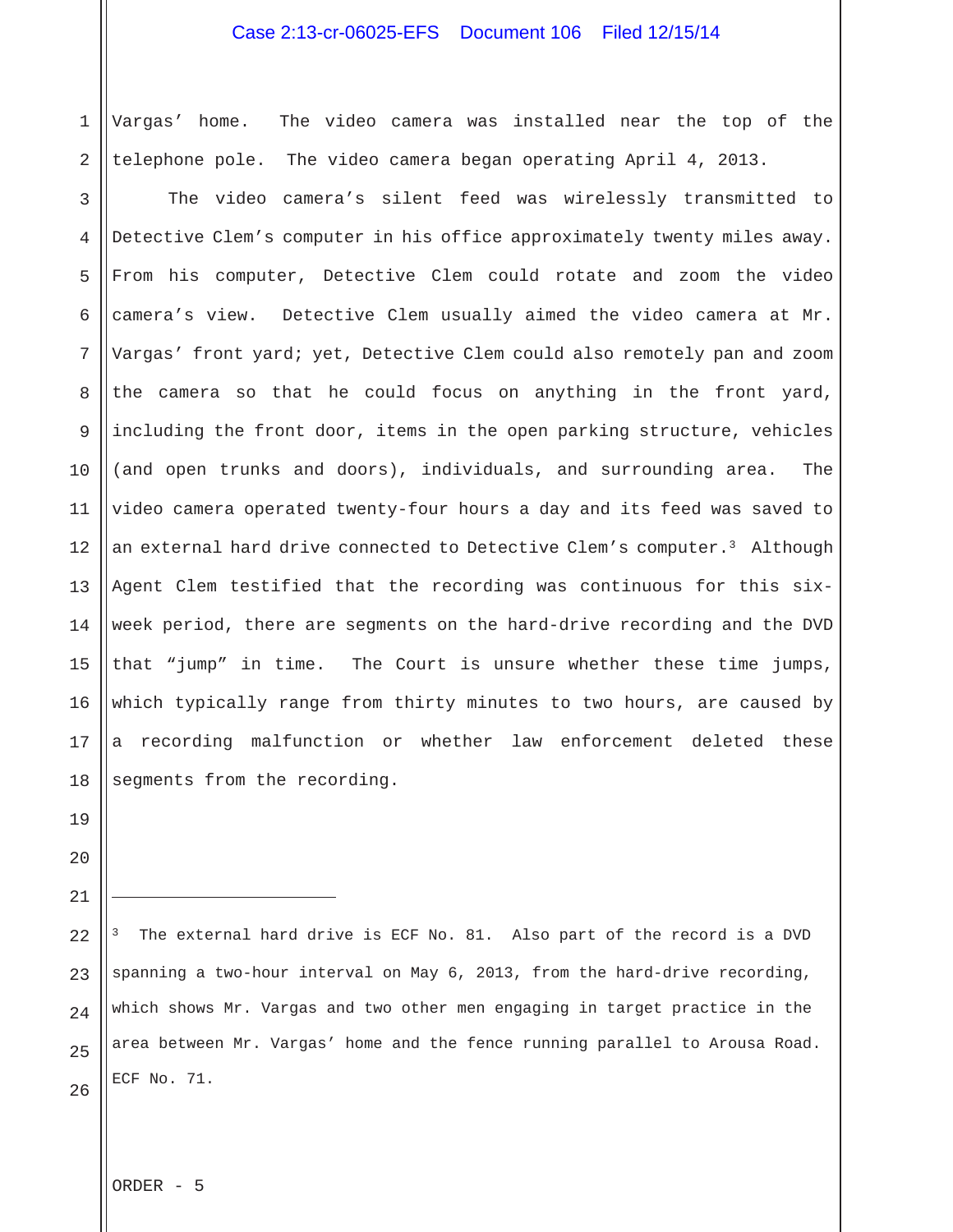Vargas' home. The video camera was installed near the top of the telephone pole. The video camera began operating April 4, 2013.

The video camera's silent feed was wirelessly transmitted to Detective Clem's computer in his office approximately twenty miles away. From his computer, Detective Clem could rotate and zoom the video camera's view. Detective Clem usually aimed the video camera at Mr. Vargas' front yard; yet, Detective Clem could also remotely pan and zoom the camera so that he could focus on anything in the front yard, including the front door, items in the open parking structure, vehicles (and open trunks and doors), individuals, and surrounding area. The video camera operated twenty-four hours a day and its feed was saved to an external hard drive connected to Detective Clem's computer.[3] Although Agent Clem testified that the recording was continuous for this six-week period, there are segments on the hard-drive recording and the DVD that "jump" in time. The Court is unsure whether these time jumps, which typically range from thirty minutes to two hours, are caused by a recording malfunction or whether law enforcement deleted these segments from the recording.

---

[3] The external hard drive is ECF No. 81. Also part of the record is a DVD spanning a two-hour interval on May 6, 2013, from the hard-drive recording, which shows Mr. Vargas and two other men engaging in target practice in the area between Mr. Vargas' home and the fence running parallel to Arousa Road. ECF No. 71.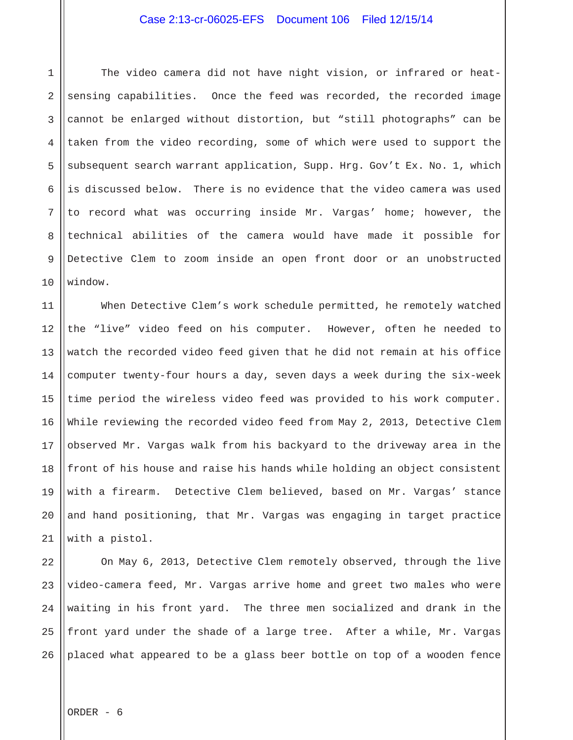The video camera did not have night vision, or infrared or heat-sensing capabilities. Once the feed was recorded, the recorded image cannot be enlarged without distortion, but "still photographs" can be taken from the video recording, some of which were used to support the subsequent search warrant application, Supp. Hrg. Gov't Ex. No. 1, which is discussed below. There is no evidence that the video camera was used to record what was occurring inside Mr. Vargas' home; however, the technical abilities of the camera would have made it possible for Detective Clem to zoom inside an open front door or an unobstructed window.

When Detective Clem's work schedule permitted, he remotely watched the "live" video feed on his computer. However, often he needed to watch the recorded video feed given that he did not remain at his office computer twenty-four hours a day, seven days a week during the six-week time period the wireless video feed was provided to his work computer. While reviewing the recorded video feed from May 2, 2013, Detective Clem observed Mr. Vargas walk from his backyard to the driveway area in the front of his house and raise his hands while holding an object consistent with a firearm. Detective Clem believed, based on Mr. Vargas' stance and hand positioning, that Mr. Vargas was engaging in target practice with a pistol.

On May 6, 2013, Detective Clem remotely observed, through the live video-camera feed, Mr. Vargas arrive home and greet two males who were waiting in his front yard. The three men socialized and drank in the front yard under the shade of a large tree. After a while, Mr. Vargas placed what appeared to be a glass beer bottle on top of a wooden fence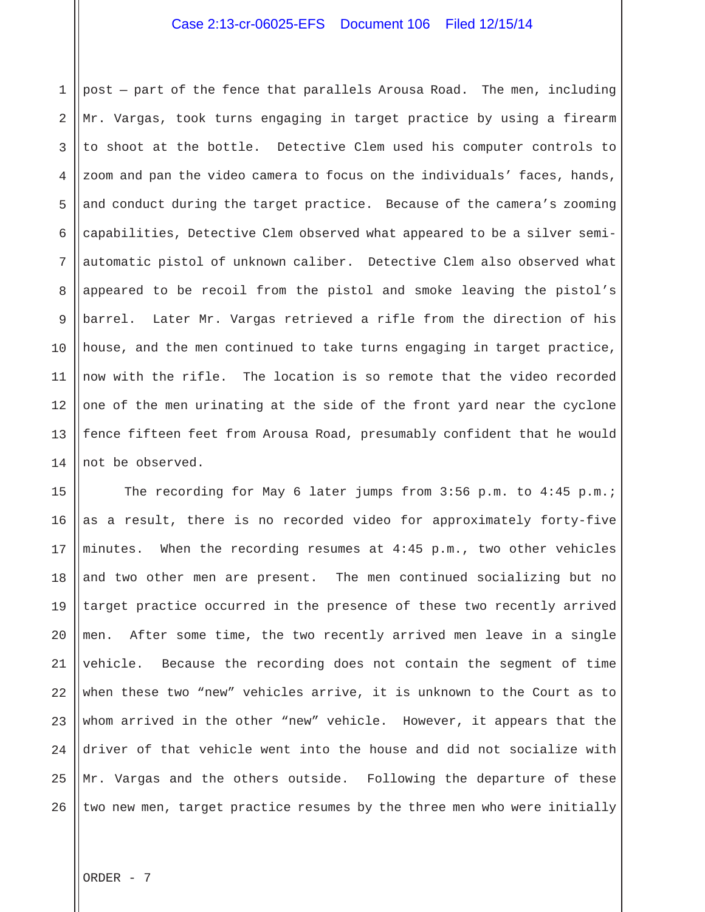post — part of the fence that parallels Arousa Road. The men, including Mr. Vargas, took turns engaging in target practice by using a firearm to shoot at the bottle. Detective Clem used his computer controls to zoom and pan the video camera to focus on the individuals' faces, hands, and conduct during the target practice. Because of the camera's zooming capabilities, Detective Clem observed what appeared to be a silver semi-automatic pistol of unknown caliber. Detective Clem also observed what appeared to be recoil from the pistol and smoke leaving the pistol's barrel. Later Mr. Vargas retrieved a rifle from the direction of his house, and the men continued to take turns engaging in target practice, now with the rifle. The location is so remote that the video recorded one of the men urinating at the side of the front yard near the cyclone fence fifteen feet from Arousa Road, presumably confident that he would not be observed.

The recording for May 6 later jumps from 3:56 p.m. to 4:45 p.m.; as a result, there is no recorded video for approximately forty-five minutes. When the recording resumes at 4:45 p.m., two other vehicles and two other men are present. The men continued socializing but no target practice occurred in the presence of these two recently arrived men. After some time, the two recently arrived men leave in a single vehicle. Because the recording does not contain the segment of time when these two "new" vehicles arrive, it is unknown to the Court as to whom arrived in the other "new" vehicle. However, it appears that the driver of that vehicle went into the house and did not socialize with Mr. Vargas and the others outside. Following the departure of these two new men, target practice resumes by the three men who were initially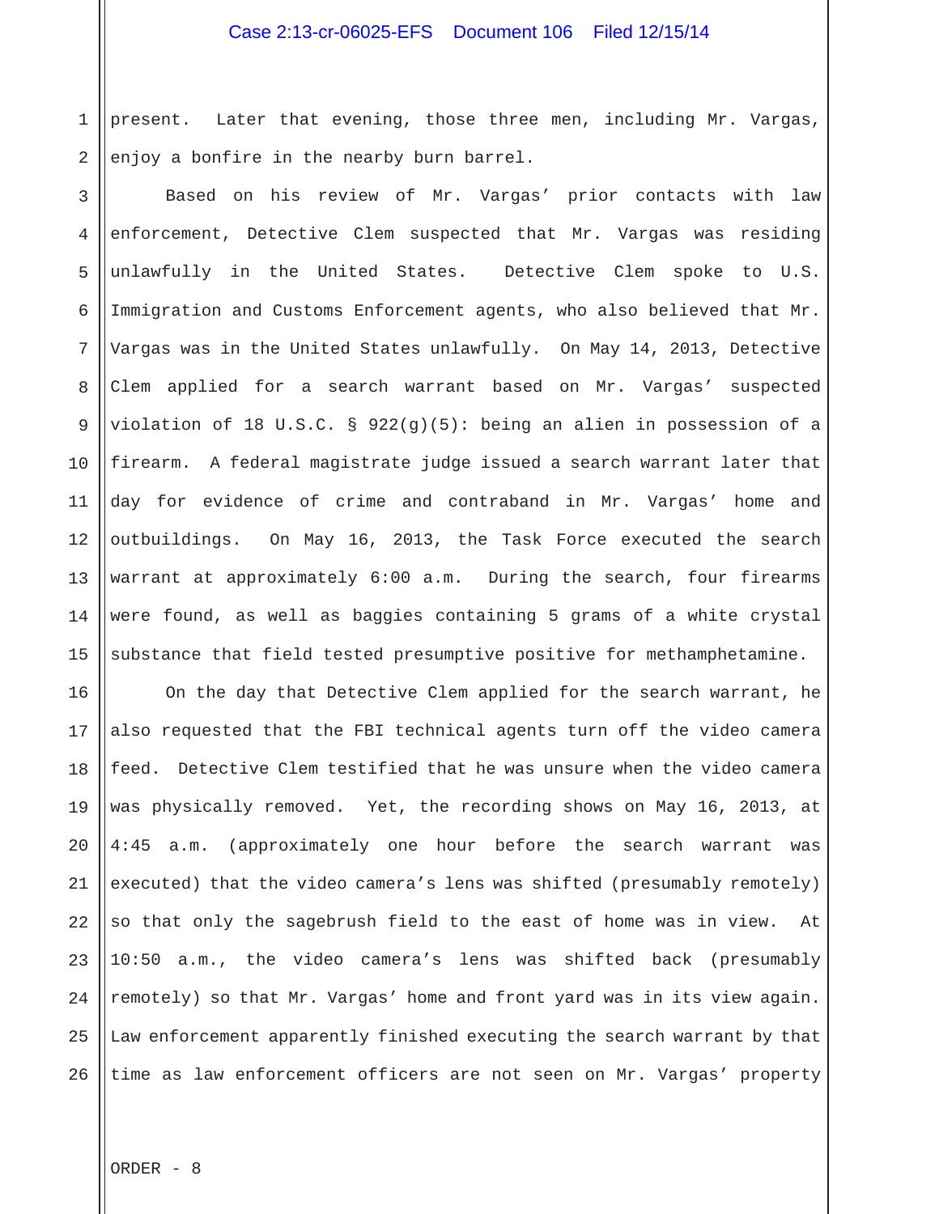present. Later that evening, those three men, including Mr. Vargas, enjoy a bonfire in the nearby burn barrel.

Based on his review of Mr. Vargas' prior contacts with law enforcement, Detective Clem suspected that Mr. Vargas was residing unlawfully in the United States. Detective Clem spoke to U.S. Immigration and Customs Enforcement agents, who also believed that Mr. Vargas was in the United States unlawfully. On May 14, 2013, Detective Clem applied for a search warrant based on Mr. Vargas' suspected violation of 18 U.S.C. § 922(g)(5): being an alien in possession of a firearm. A federal magistrate judge issued a search warrant later that day for evidence of crime and contraband in Mr. Vargas' home and outbuildings. On May 16, 2013, the Task Force executed the search warrant at approximately 6:00 a.m. During the search, four firearms were found, as well as baggies containing 5 grams of a white crystal substance that field tested presumptive positive for methamphetamine.

On the day that Detective Clem applied for the search warrant, he also requested that the FBI technical agents turn off the video camera feed. Detective Clem testified that he was unsure when the video camera was physically removed. Yet, the recording shows on May 16, 2013, at 4:45 a.m. (approximately one hour before the search warrant was executed) that the video camera's lens was shifted (presumably remotely) so that only the sagebrush field to the east of home was in view. At 10:50 a.m., the video camera's lens was shifted back (presumably remotely) so that Mr. Vargas' home and front yard was in its view again. Law enforcement apparently finished executing the search warrant by that time as law enforcement officers are not seen on Mr. Vargas' property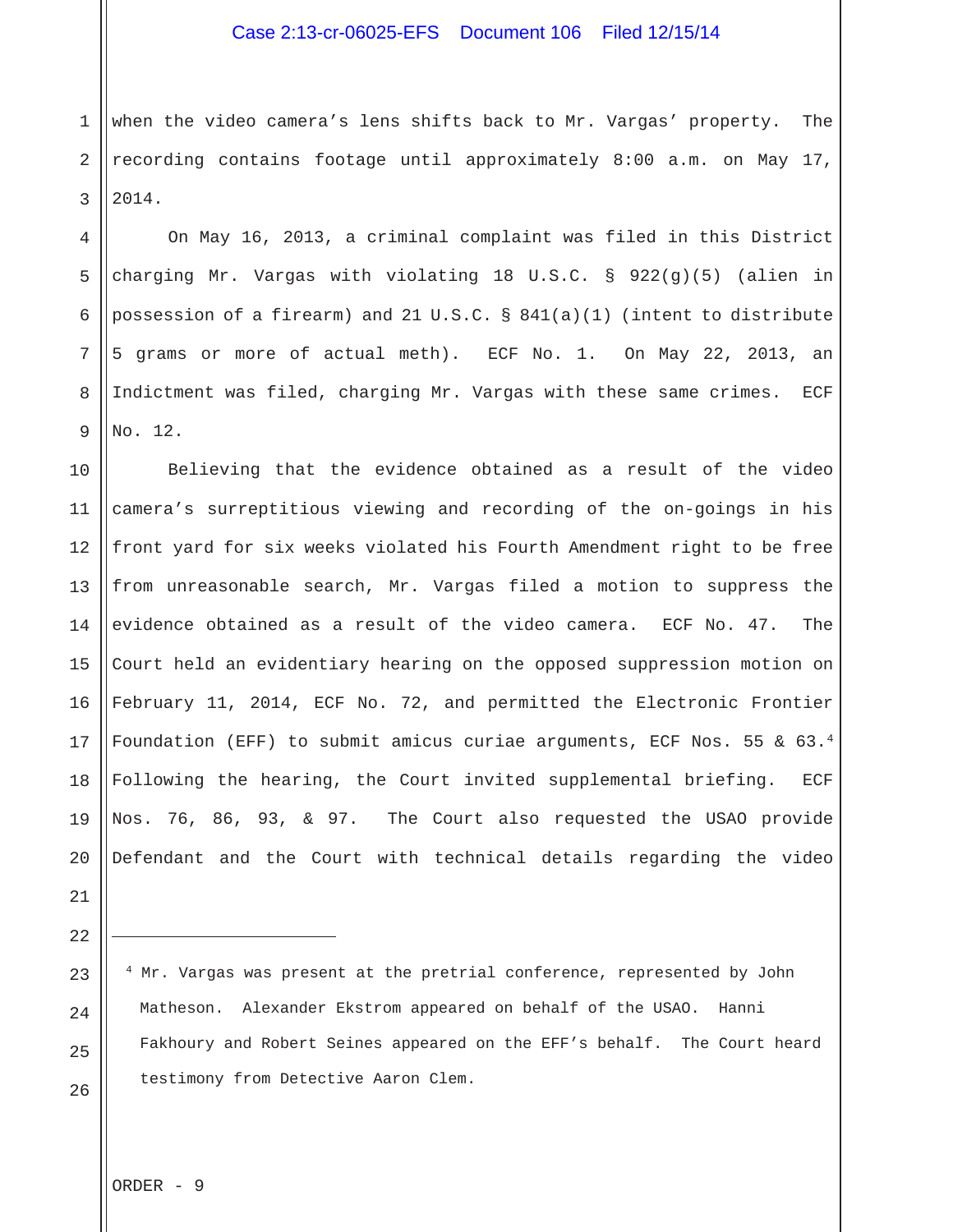when the video camera's lens shifts back to Mr. Vargas' property. The recording contains footage until approximately 8:00 a.m. on May 17, 2014.

On May 16, 2013, a criminal complaint was filed in this District charging Mr. Vargas with violating 18 U.S.C. § 922(g)(5) (alien in possession of a firearm) and 21 U.S.C. § 841(a)(1) (intent to distribute 5 grams or more of actual meth). ECF No. 1. On May 22, 2013, an Indictment was filed, charging Mr. Vargas with these same crimes. ECF No. 12.

Believing that the evidence obtained as a result of the video camera's surreptitious viewing and recording of the on-goings in his front yard for six weeks violated his Fourth Amendment right to be free from unreasonable search, Mr. Vargas filed a motion to suppress the evidence obtained as a result of the video camera. ECF No. 47. The Court held an evidentiary hearing on the opposed suppression motion on February 11, 2014, ECF No. 72, and permitted the Electronic Frontier Foundation (EFF) to submit amicus curiae arguments, ECF Nos. 55 & 63.[4] Following the hearing, the Court invited supplemental briefing. ECF Nos. 76, 86, 93, & 97. The Court also requested the USAO provide Defendant and the Court with technical details regarding the video

---

[4] Mr. Vargas was present at the pretrial conference, represented by John Matheson. Alexander Ekstrom appeared on behalf of the USAO. Hanni Fakhoury and Robert Seines appeared on the EFF's behalf. The Court heard testimony from Detective Aaron Clem.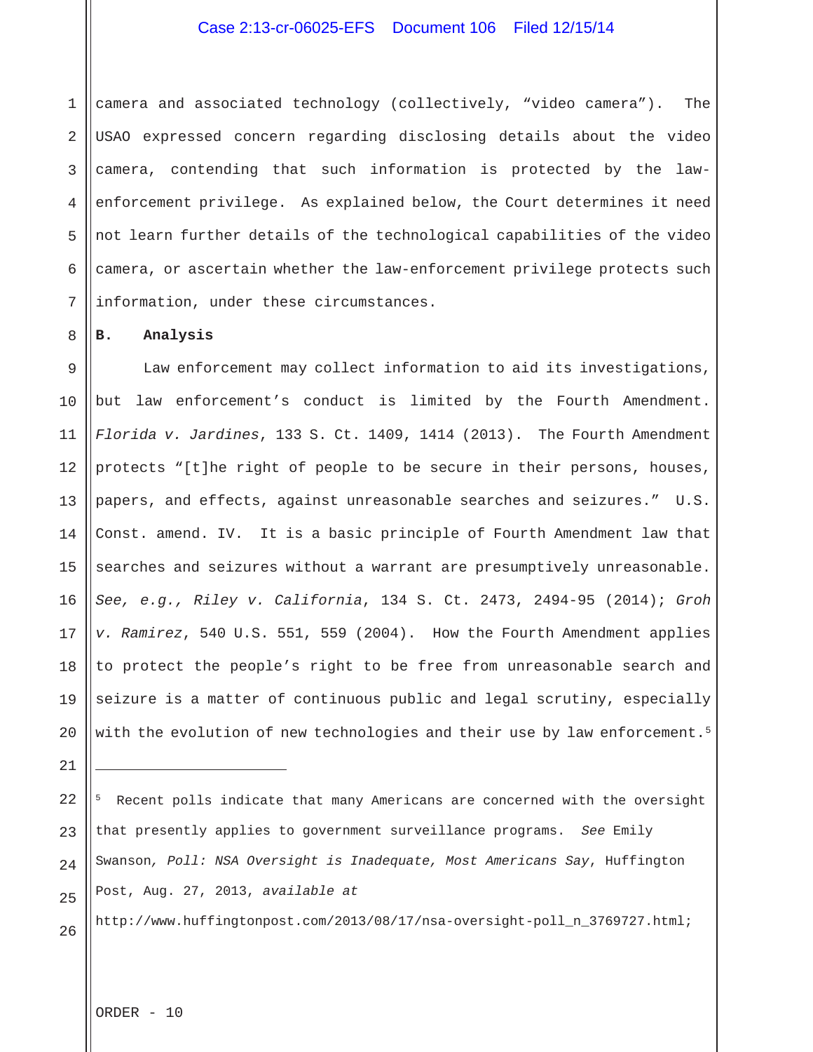camera and associated technology (collectively, "video camera"). The USAO expressed concern regarding disclosing details about the video camera, contending that such information is protected by the law-enforcement privilege. As explained below, the Court determines it need not learn further details of the technological capabilities of the video camera, or ascertain whether the law-enforcement privilege protects such information, under these circumstances.

**B. Analysis**

Law enforcement may collect information to aid its investigations, but law enforcement's conduct is limited by the Fourth Amendment. *Florida v. Jardines*, 133 S. Ct. 1409, 1414 (2013). The Fourth Amendment protects "[t]he right of people to be secure in their persons, houses, papers, and effects, against unreasonable searches and seizures." U.S. Const. amend. IV. It is a basic principle of Fourth Amendment law that searches and seizures without a warrant are presumptively unreasonable. *See, e.g., Riley v. California*, 134 S. Ct. 2473, 2494-95 (2014); *Groh v. Ramirez*, 540 U.S. 551, 559 (2004). How the Fourth Amendment applies to protect the people's right to be free from unreasonable search and seizure is a matter of continuous public and legal scrutiny, especially with the evolution of new technologies and their use by law enforcement.[5]

---

[5] Recent polls indicate that many Americans are concerned with the oversight that presently applies to government surveillance programs. *See* Emily Swanson, *Poll: NSA Oversight is Inadequate, Most Americans Say*, Huffington Post, Aug. 27, 2013, *available at* http://www.huffingtonpost.com/2013/08/17/nsa-oversight-poll_n_3769727.html;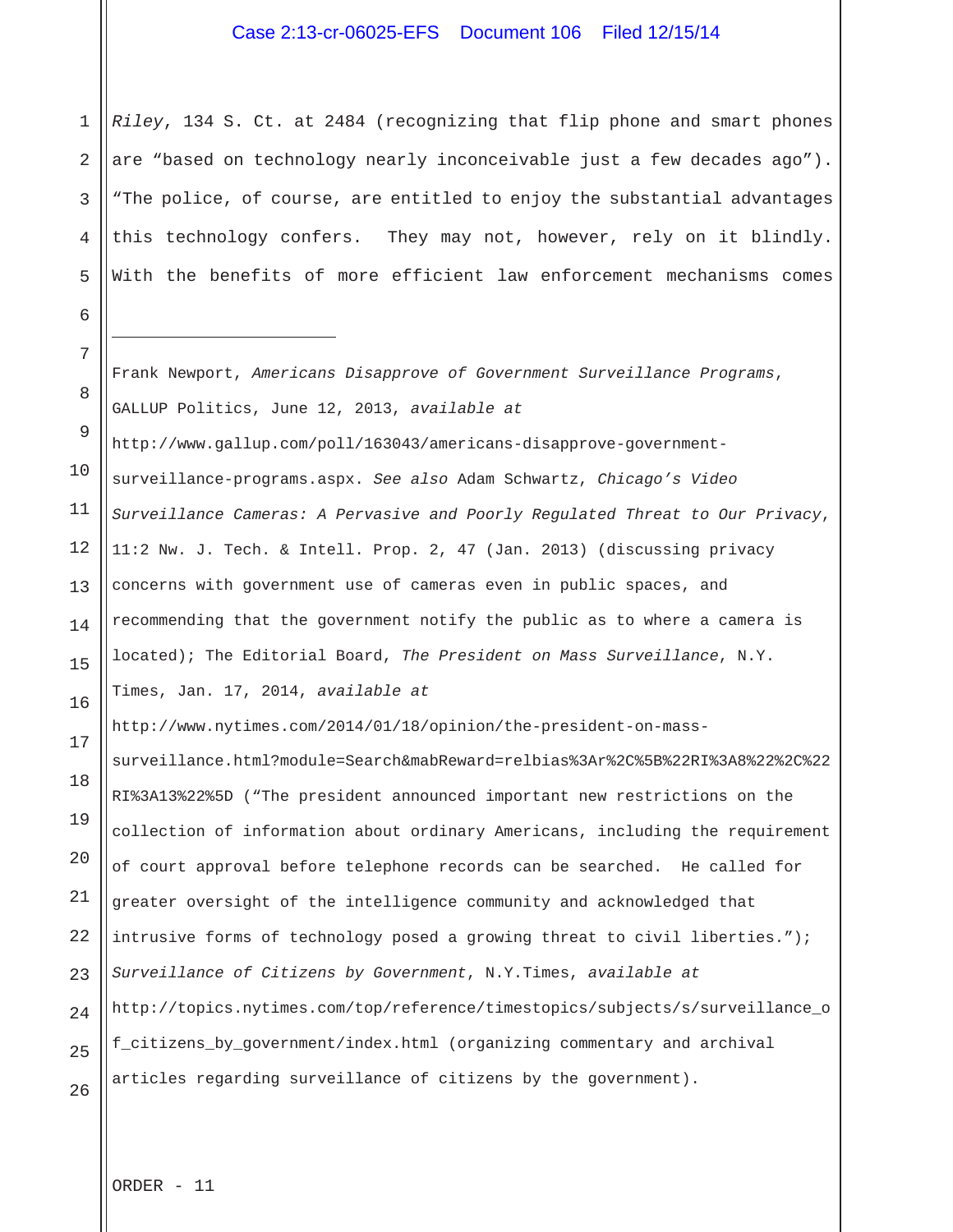*Riley*, 134 S. Ct. at 2484 (recognizing that flip phone and smart phones are "based on technology nearly inconceivable just a few decades ago"). "The police, of course, are entitled to enjoy the substantial advantages this technology confers. They may not, however, rely on it blindly. With the benefits of more efficient law enforcement mechanisms comes

---

Frank Newport, *Americans Disapprove of Government Surveillance Programs*, GALLUP Politics, June 12, 2013, *available at* http://www.gallup.com/poll/163043/americans-disapprove-government-surveillance-programs.aspx. *See also* Adam Schwartz, *Chicago's Video Surveillance Cameras: A Pervasive and Poorly Regulated Threat to Our Privacy*, 11:2 Nw. J. Tech. & Intell. Prop. 2, 47 (Jan. 2013) (discussing privacy concerns with government use of cameras even in public spaces, and recommending that the government notify the public as to where a camera is located); The Editorial Board, *The President on Mass Surveillance*, N.Y. Times, Jan. 17, 2014, *available at* http://www.nytimes.com/2014/01/18/opinion/the-president-on-mass-surveillance.html?module=Search&mabReward=relbias%3Ar%2C%5B%22RI%3A8%22%2C%22RI%3A13%22%5D ("The president announced important new restrictions on the collection of information about ordinary Americans, including the requirement of court approval before telephone records can be searched. He called for greater oversight of the intelligence community and acknowledged that intrusive forms of technology posed a growing threat to civil liberties."); *Surveillance of Citizens by Government*, N.Y.Times, *available at* http://topics.nytimes.com/top/reference/timestopics/subjects/s/surveillance_of_citizens_by_government/index.html (organizing commentary and archival articles regarding surveillance of citizens by the government).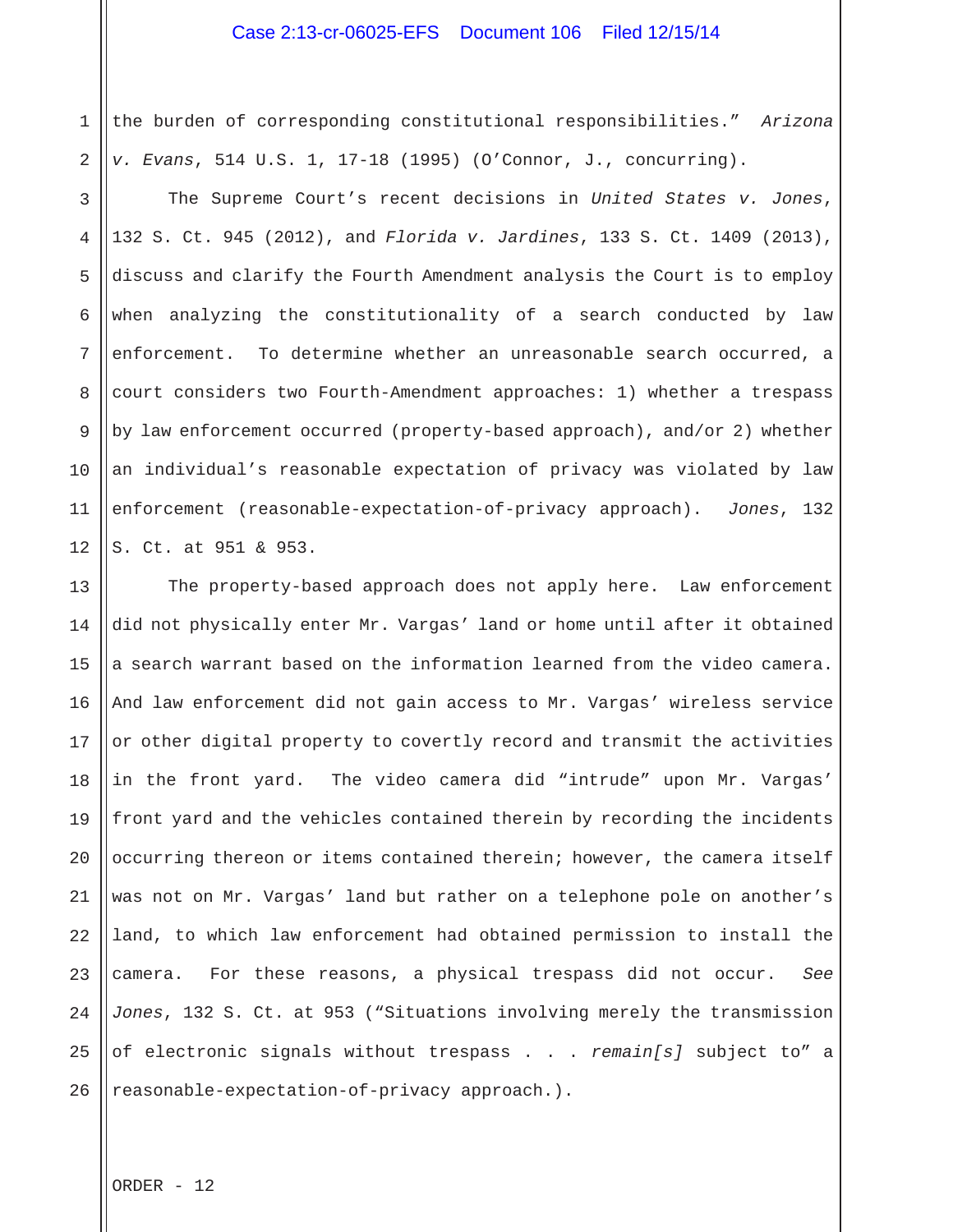the burden of corresponding constitutional responsibilities." *Arizona v. Evans*, 514 U.S. 1, 17-18 (1995) (O'Connor, J., concurring).

The Supreme Court's recent decisions in *United States v. Jones*, 132 S. Ct. 945 (2012), and *Florida v. Jardines*, 133 S. Ct. 1409 (2013), discuss and clarify the Fourth Amendment analysis the Court is to employ when analyzing the constitutionality of a search conducted by law enforcement. To determine whether an unreasonable search occurred, a court considers two Fourth-Amendment approaches: 1) whether a trespass by law enforcement occurred (property-based approach), and/or 2) whether an individual's reasonable expectation of privacy was violated by law enforcement (reasonable-expectation-of-privacy approach). *Jones*, 132 S. Ct. at 951 & 953.

The property-based approach does not apply here. Law enforcement did not physically enter Mr. Vargas' land or home until after it obtained a search warrant based on the information learned from the video camera. And law enforcement did not gain access to Mr. Vargas' wireless service or other digital property to covertly record and transmit the activities in the front yard. The video camera did "intrude" upon Mr. Vargas' front yard and the vehicles contained therein by recording the incidents occurring thereon or items contained therein; however, the camera itself was not on Mr. Vargas' land but rather on a telephone pole on another's land, to which law enforcement had obtained permission to install the camera. For these reasons, a physical trespass did not occur. *See Jones*, 132 S. Ct. at 953 ("Situations involving merely the transmission of electronic signals without trespass . . . *remain[s]* subject to" a reasonable-expectation-of-privacy approach.).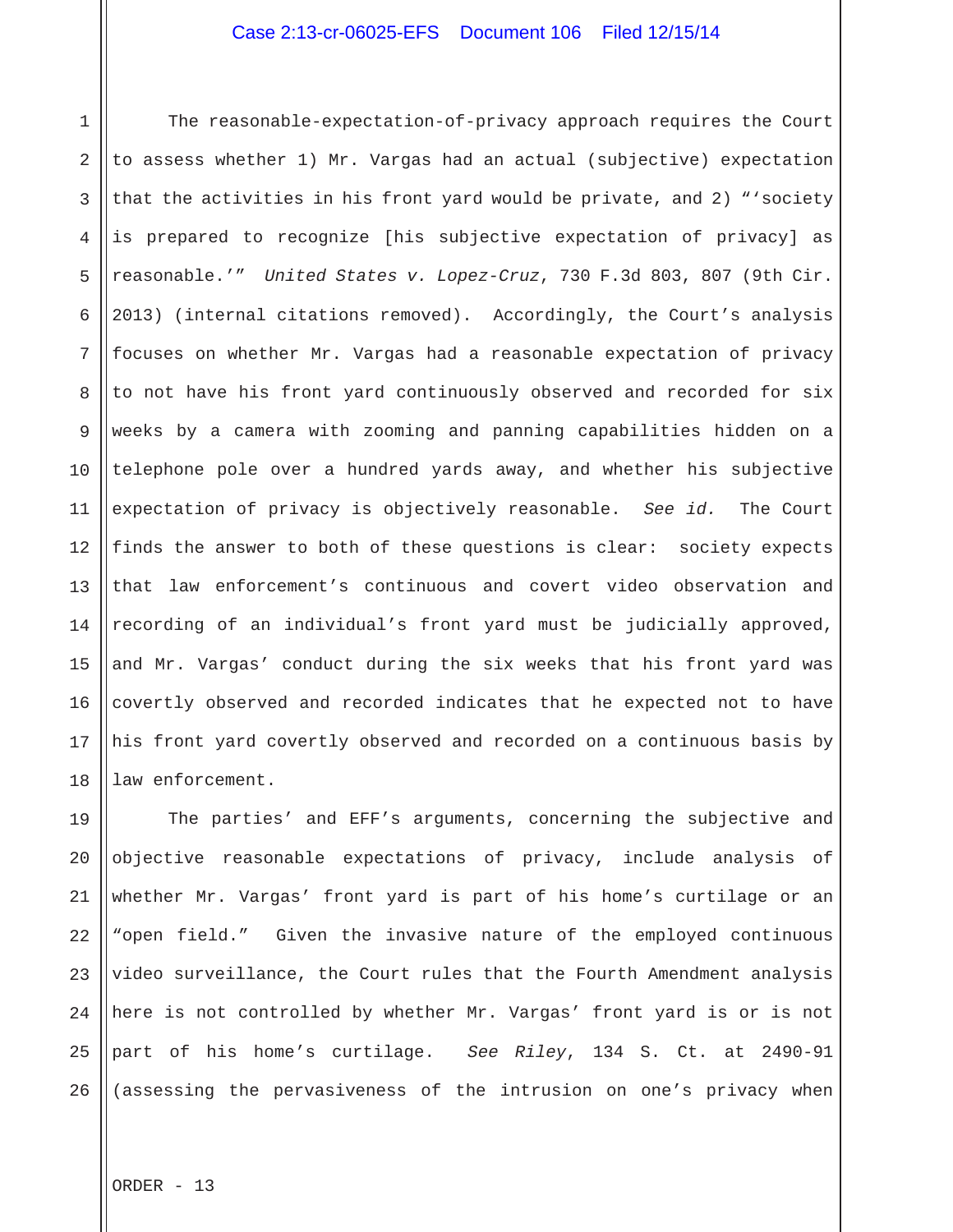The reasonable-expectation-of-privacy approach requires the Court to assess whether 1) Mr. Vargas had an actual (subjective) expectation that the activities in his front yard would be private, and 2) "'society is prepared to recognize [his subjective expectation of privacy] as reasonable.'" *United States v. Lopez-Cruz*, 730 F.3d 803, 807 (9th Cir. 2013) (internal citations removed). Accordingly, the Court's analysis focuses on whether Mr. Vargas had a reasonable expectation of privacy to not have his front yard continuously observed and recorded for six weeks by a camera with zooming and panning capabilities hidden on a telephone pole over a hundred yards away, and whether his subjective expectation of privacy is objectively reasonable. *See id.* The Court finds the answer to both of these questions is clear: society expects that law enforcement's continuous and covert video observation and recording of an individual's front yard must be judicially approved, and Mr. Vargas' conduct during the six weeks that his front yard was covertly observed and recorded indicates that he expected not to have his front yard covertly observed and recorded on a continuous basis by law enforcement.

The parties' and EFF's arguments, concerning the subjective and objective reasonable expectations of privacy, include analysis of whether Mr. Vargas' front yard is part of his home's curtilage or an "open field." Given the invasive nature of the employed continuous video surveillance, the Court rules that the Fourth Amendment analysis here is not controlled by whether Mr. Vargas' front yard is or is not part of his home's curtilage. *See Riley*, 134 S. Ct. at 2490-91 (assessing the pervasiveness of the intrusion on one's privacy when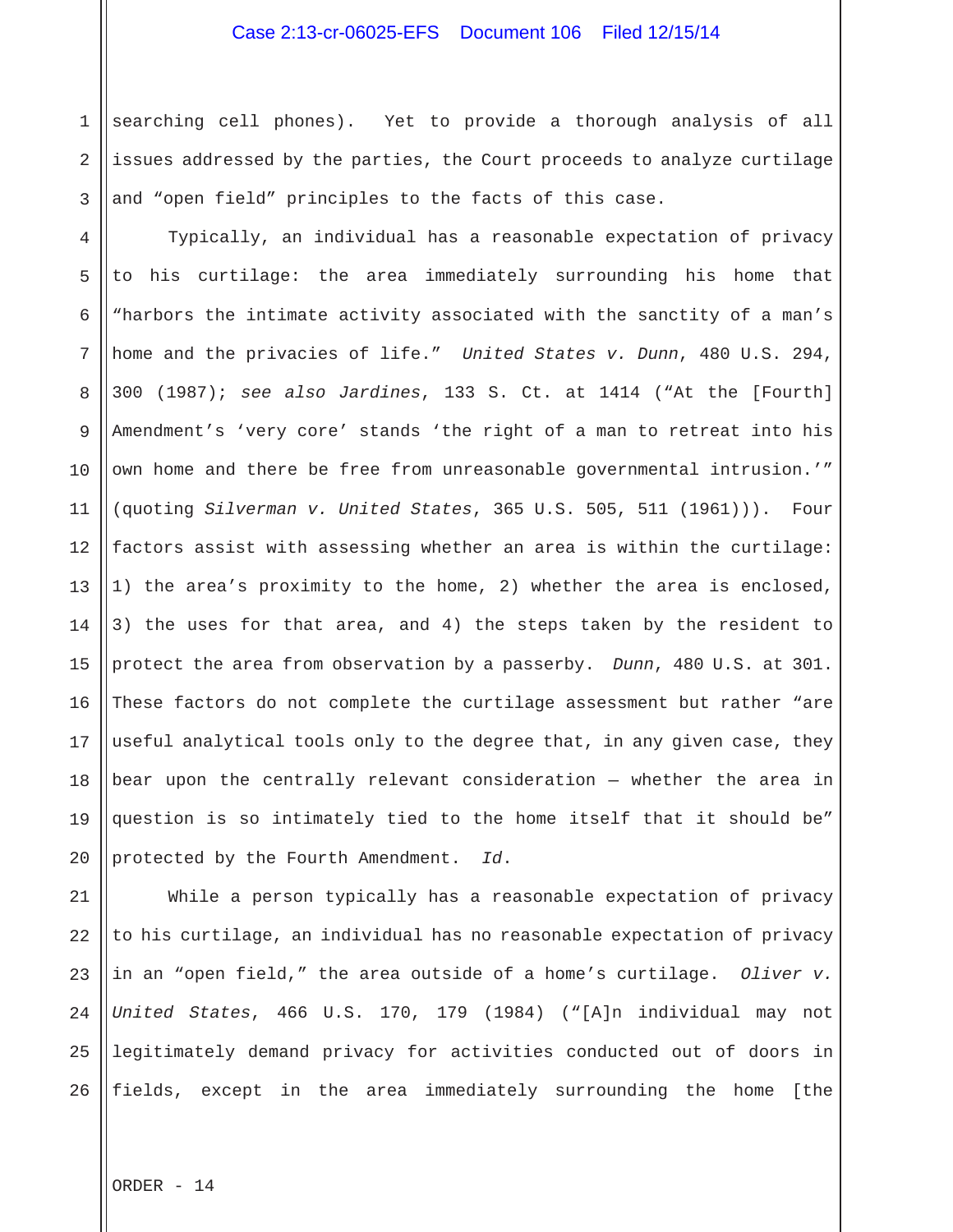searching cell phones). Yet to provide a thorough analysis of all issues addressed by the parties, the Court proceeds to analyze curtilage and "open field" principles to the facts of this case.

Typically, an individual has a reasonable expectation of privacy to his curtilage: the area immediately surrounding his home that "harbors the intimate activity associated with the sanctity of a man's home and the privacies of life." *United States v. Dunn*, 480 U.S. 294, 300 (1987); *see also Jardines*, 133 S. Ct. at 1414 ("At the [Fourth] Amendment's 'very core' stands 'the right of a man to retreat into his own home and there be free from unreasonable governmental intrusion.'" (quoting *Silverman v. United States*, 365 U.S. 505, 511 (1961))). Four factors assist with assessing whether an area is within the curtilage: 1) the area's proximity to the home, 2) whether the area is enclosed, 3) the uses for that area, and 4) the steps taken by the resident to protect the area from observation by a passerby. *Dunn*, 480 U.S. at 301. These factors do not complete the curtilage assessment but rather "are useful analytical tools only to the degree that, in any given case, they bear upon the centrally relevant consideration — whether the area in question is so intimately tied to the home itself that it should be" protected by the Fourth Amendment. *Id*.

While a person typically has a reasonable expectation of privacy to his curtilage, an individual has no reasonable expectation of privacy in an "open field," the area outside of a home's curtilage. *Oliver v. United States*, 466 U.S. 170, 179 (1984) ("[A]n individual may not legitimately demand privacy for activities conducted out of doors in fields, except in the area immediately surrounding the home [the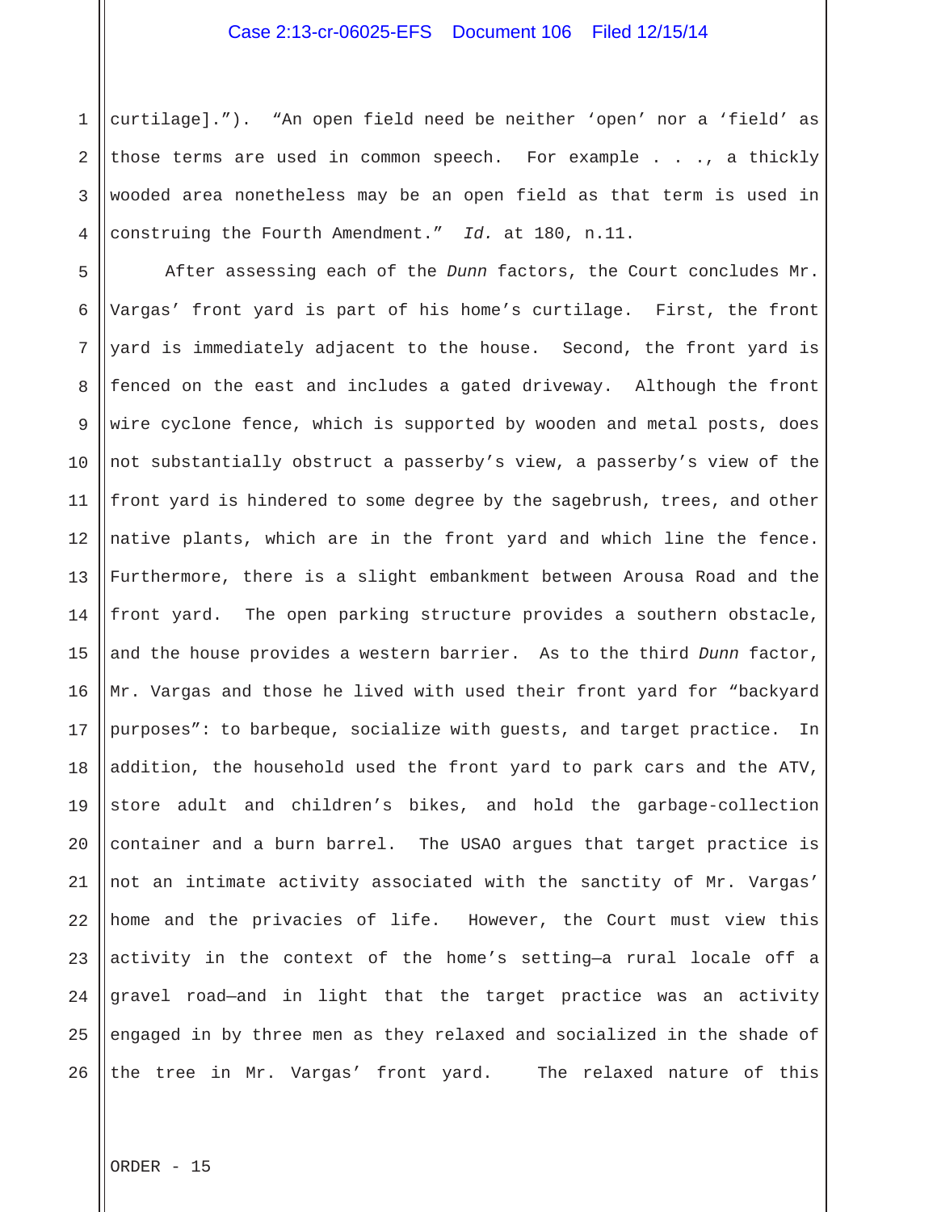curtilage]."). "An open field need be neither 'open' nor a 'field' as those terms are used in common speech. For example . . ., a thickly wooded area nonetheless may be an open field as that term is used in construing the Fourth Amendment." *Id.* at 180, n.11.

After assessing each of the *Dunn* factors, the Court concludes Mr. Vargas' front yard is part of his home's curtilage. First, the front yard is immediately adjacent to the house. Second, the front yard is fenced on the east and includes a gated driveway. Although the front wire cyclone fence, which is supported by wooden and metal posts, does not substantially obstruct a passerby's view, a passerby's view of the front yard is hindered to some degree by the sagebrush, trees, and other native plants, which are in the front yard and which line the fence. Furthermore, there is a slight embankment between Arousa Road and the front yard. The open parking structure provides a southern obstacle, and the house provides a western barrier. As to the third *Dunn* factor, Mr. Vargas and those he lived with used their front yard for "backyard purposes": to barbeque, socialize with guests, and target practice. In addition, the household used the front yard to park cars and the ATV, store adult and children's bikes, and hold the garbage-collection container and a burn barrel. The USAO argues that target practice is not an intimate activity associated with the sanctity of Mr. Vargas' home and the privacies of life. However, the Court must view this activity in the context of the home's setting—a rural locale off a gravel road—and in light that the target practice was an activity engaged in by three men as they relaxed and socialized in the shade of the tree in Mr. Vargas' front yard. The relaxed nature of this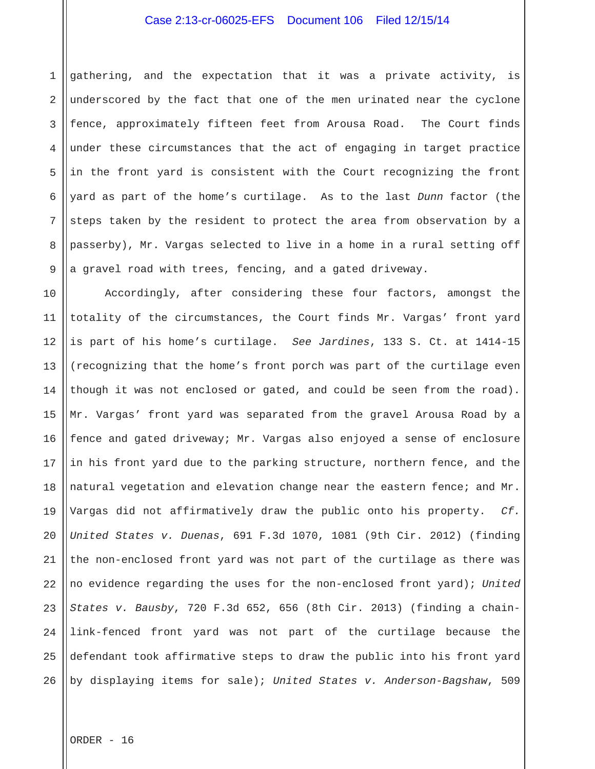gathering, and the expectation that it was a private activity, is underscored by the fact that one of the men urinated near the cyclone fence, approximately fifteen feet from Arousa Road. The Court finds under these circumstances that the act of engaging in target practice in the front yard is consistent with the Court recognizing the front yard as part of the home's curtilage. As to the last *Dunn* factor (the steps taken by the resident to protect the area from observation by a passerby), Mr. Vargas selected to live in a home in a rural setting off a gravel road with trees, fencing, and a gated driveway.

Accordingly, after considering these four factors, amongst the totality of the circumstances, the Court finds Mr. Vargas' front yard is part of his home's curtilage. *See Jardines*, 133 S. Ct. at 1414-15 (recognizing that the home's front porch was part of the curtilage even though it was not enclosed or gated, and could be seen from the road). Mr. Vargas' front yard was separated from the gravel Arousa Road by a fence and gated driveway; Mr. Vargas also enjoyed a sense of enclosure in his front yard due to the parking structure, northern fence, and the natural vegetation and elevation change near the eastern fence; and Mr. Vargas did not affirmatively draw the public onto his property. *Cf. United States v. Duenas*, 691 F.3d 1070, 1081 (9th Cir. 2012) (finding the non-enclosed front yard was not part of the curtilage as there was no evidence regarding the uses for the non-enclosed front yard); *United States v. Bausby*, 720 F.3d 652, 656 (8th Cir. 2013) (finding a chain-link-fenced front yard was not part of the curtilage because the defendant took affirmative steps to draw the public into his front yard by displaying items for sale); *United States v. Anderson-Bagshaw*, 509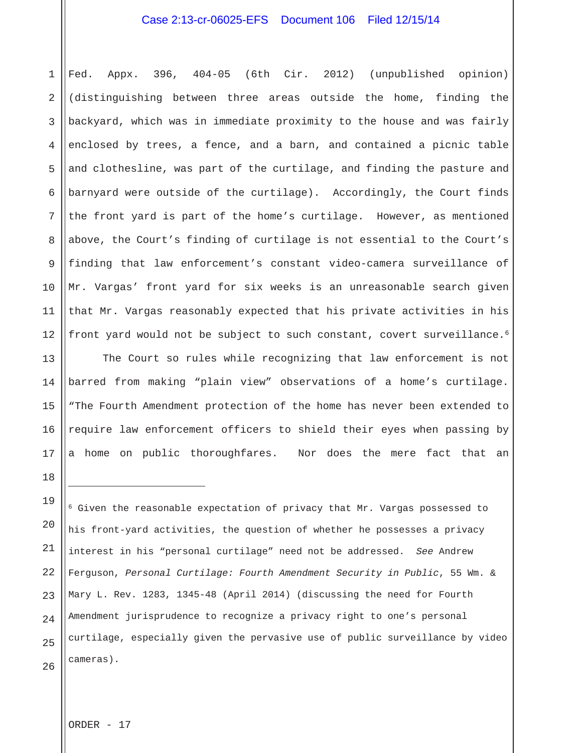Fed. Appx. 396, 404-05 (6th Cir. 2012) (unpublished opinion) (distinguishing between three areas outside the home, finding the backyard, which was in immediate proximity to the house and was fairly enclosed by trees, a fence, and a barn, and contained a picnic table and clothesline, was part of the curtilage, and finding the pasture and barnyard were outside of the curtilage). Accordingly, the Court finds the front yard is part of the home's curtilage. However, as mentioned above, the Court's finding of curtilage is not essential to the Court's finding that law enforcement's constant video-camera surveillance of Mr. Vargas' front yard for six weeks is an unreasonable search given that Mr. Vargas reasonably expected that his private activities in his front yard would not be subject to such constant, covert surveillance.[6]

The Court so rules while recognizing that law enforcement is not barred from making "plain view" observations of a home's curtilage. "The Fourth Amendment protection of the home has never been extended to require law enforcement officers to shield their eyes when passing by a home on public thoroughfares. Nor does the mere fact that an

---

[6] Given the reasonable expectation of privacy that Mr. Vargas possessed to his front-yard activities, the question of whether he possesses a privacy interest in his "personal curtilage" need not be addressed. *See* Andrew Ferguson, *Personal Curtilage: Fourth Amendment Security in Public*, 55 Wm. & Mary L. Rev. 1283, 1345-48 (April 2014) (discussing the need for Fourth Amendment jurisprudence to recognize a privacy right to one's personal curtilage, especially given the pervasive use of public surveillance by video cameras).

ORDER - 17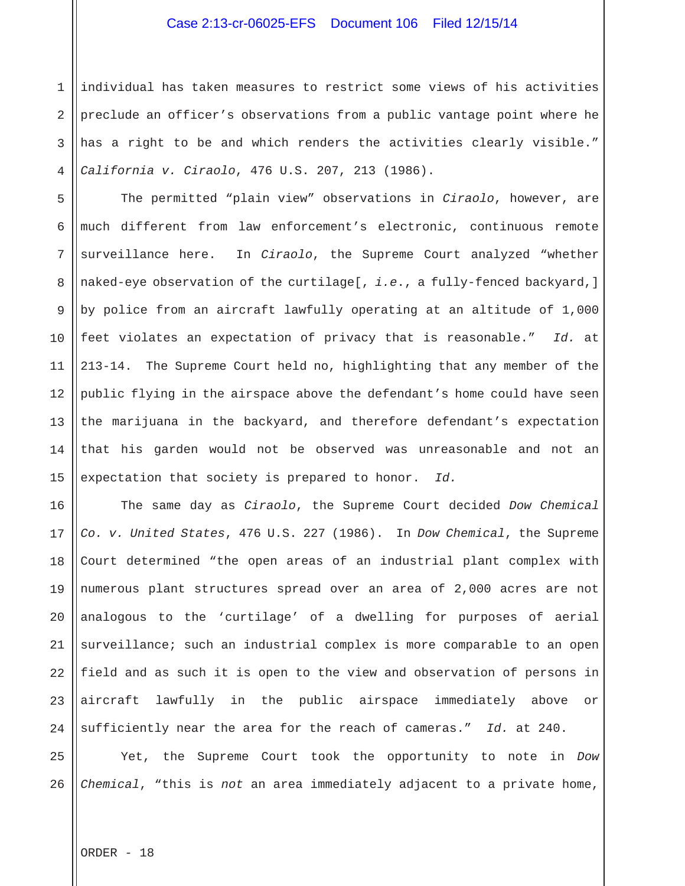individual has taken measures to restrict some views of his activities preclude an officer's observations from a public vantage point where he has a right to be and which renders the activities clearly visible." *California v. Ciraolo*, 476 U.S. 207, 213 (1986).

The permitted "plain view" observations in *Ciraolo*, however, are much different from law enforcement's electronic, continuous remote surveillance here. In *Ciraolo*, the Supreme Court analyzed "whether naked-eye observation of the curtilage[, *i.e.*, a fully-fenced backyard,] by police from an aircraft lawfully operating at an altitude of 1,000 feet violates an expectation of privacy that is reasonable." *Id.* at 213-14. The Supreme Court held no, highlighting that any member of the public flying in the airspace above the defendant's home could have seen the marijuana in the backyard, and therefore defendant's expectation that his garden would not be observed was unreasonable and not an expectation that society is prepared to honor. *Id.*

The same day as *Ciraolo*, the Supreme Court decided *Dow Chemical Co. v. United States*, 476 U.S. 227 (1986). In *Dow Chemical*, the Supreme Court determined "the open areas of an industrial plant complex with numerous plant structures spread over an area of 2,000 acres are not analogous to the 'curtilage' of a dwelling for purposes of aerial surveillance; such an industrial complex is more comparable to an open field and as such it is open to the view and observation of persons in aircraft lawfully in the public airspace immediately above or sufficiently near the area for the reach of cameras." *Id.* at 240.

Yet, the Supreme Court took the opportunity to note in *Dow Chemical*, "this is *not* an area immediately adjacent to a private home,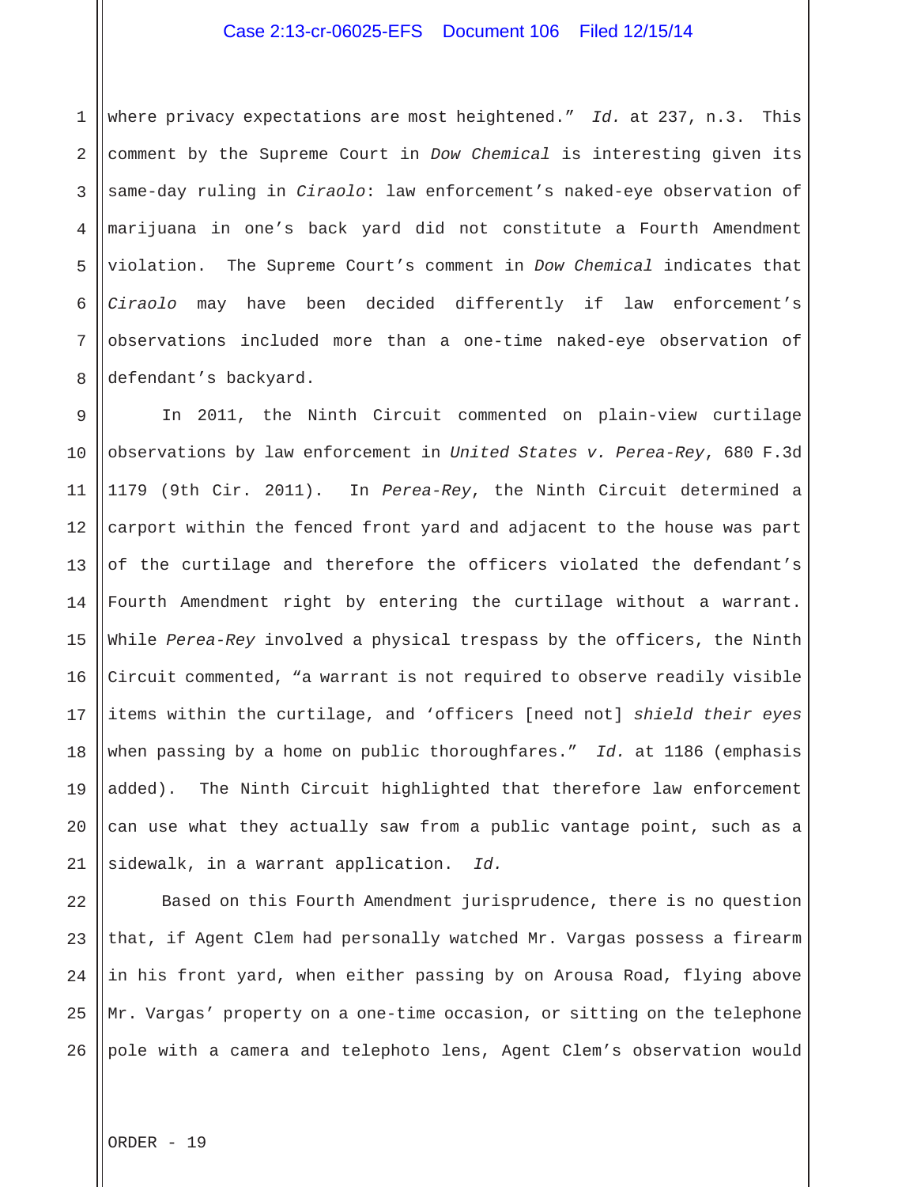where privacy expectations are most heightened." *Id.* at 237, n.3. This comment by the Supreme Court in *Dow Chemical* is interesting given its same-day ruling in *Ciraolo*: law enforcement's naked-eye observation of marijuana in one's back yard did not constitute a Fourth Amendment violation. The Supreme Court's comment in *Dow Chemical* indicates that *Ciraolo* may have been decided differently if law enforcement's observations included more than a one-time naked-eye observation of defendant's backyard.

In 2011, the Ninth Circuit commented on plain-view curtilage observations by law enforcement in *United States v. Perea-Rey*, 680 F.3d 1179 (9th Cir. 2011). In *Perea-Rey*, the Ninth Circuit determined a carport within the fenced front yard and adjacent to the house was part of the curtilage and therefore the officers violated the defendant's Fourth Amendment right by entering the curtilage without a warrant. While *Perea-Rey* involved a physical trespass by the officers, the Ninth Circuit commented, "a warrant is not required to observe readily visible items within the curtilage, and 'officers [need not] *shield their eyes* when passing by a home on public thoroughfares." *Id.* at 1186 (emphasis added). The Ninth Circuit highlighted that therefore law enforcement can use what they actually saw from a public vantage point, such as a sidewalk, in a warrant application. *Id.*

Based on this Fourth Amendment jurisprudence, there is no question that, if Agent Clem had personally watched Mr. Vargas possess a firearm in his front yard, when either passing by on Arousa Road, flying above Mr. Vargas' property on a one-time occasion, or sitting on the telephone pole with a camera and telephoto lens, Agent Clem's observation would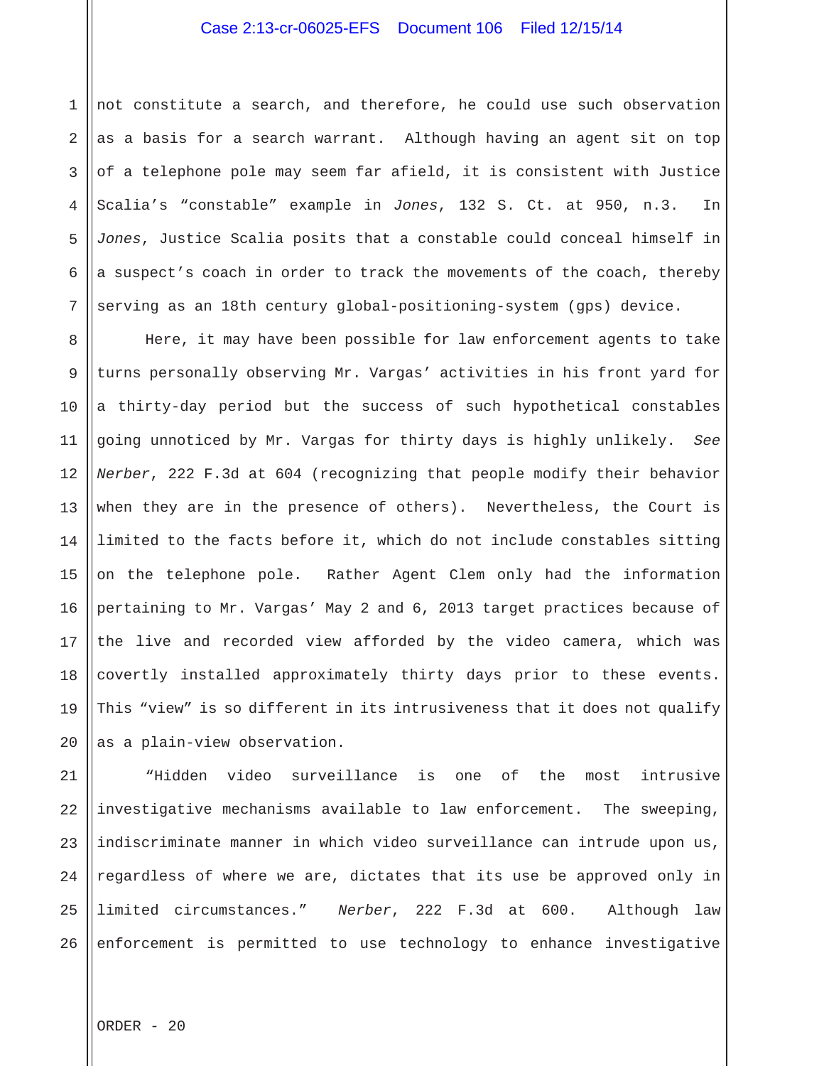not constitute a search, and therefore, he could use such observation as a basis for a search warrant. Although having an agent sit on top of a telephone pole may seem far afield, it is consistent with Justice Scalia's "constable" example in *Jones*, 132 S. Ct. at 950, n.3. In *Jones*, Justice Scalia posits that a constable could conceal himself in a suspect's coach in order to track the movements of the coach, thereby serving as an 18th century global-positioning-system (gps) device.

Here, it may have been possible for law enforcement agents to take turns personally observing Mr. Vargas' activities in his front yard for a thirty-day period but the success of such hypothetical constables going unnoticed by Mr. Vargas for thirty days is highly unlikely. *See Nerber*, 222 F.3d at 604 (recognizing that people modify their behavior when they are in the presence of others). Nevertheless, the Court is limited to the facts before it, which do not include constables sitting on the telephone pole. Rather Agent Clem only had the information pertaining to Mr. Vargas' May 2 and 6, 2013 target practices because of the live and recorded view afforded by the video camera, which was covertly installed approximately thirty days prior to these events. This "view" is so different in its intrusiveness that it does not qualify as a plain-view observation.

"Hidden video surveillance is one of the most intrusive investigative mechanisms available to law enforcement. The sweeping, indiscriminate manner in which video surveillance can intrude upon us, regardless of where we are, dictates that its use be approved only in limited circumstances." *Nerber*, 222 F.3d at 600. Although law enforcement is permitted to use technology to enhance investigative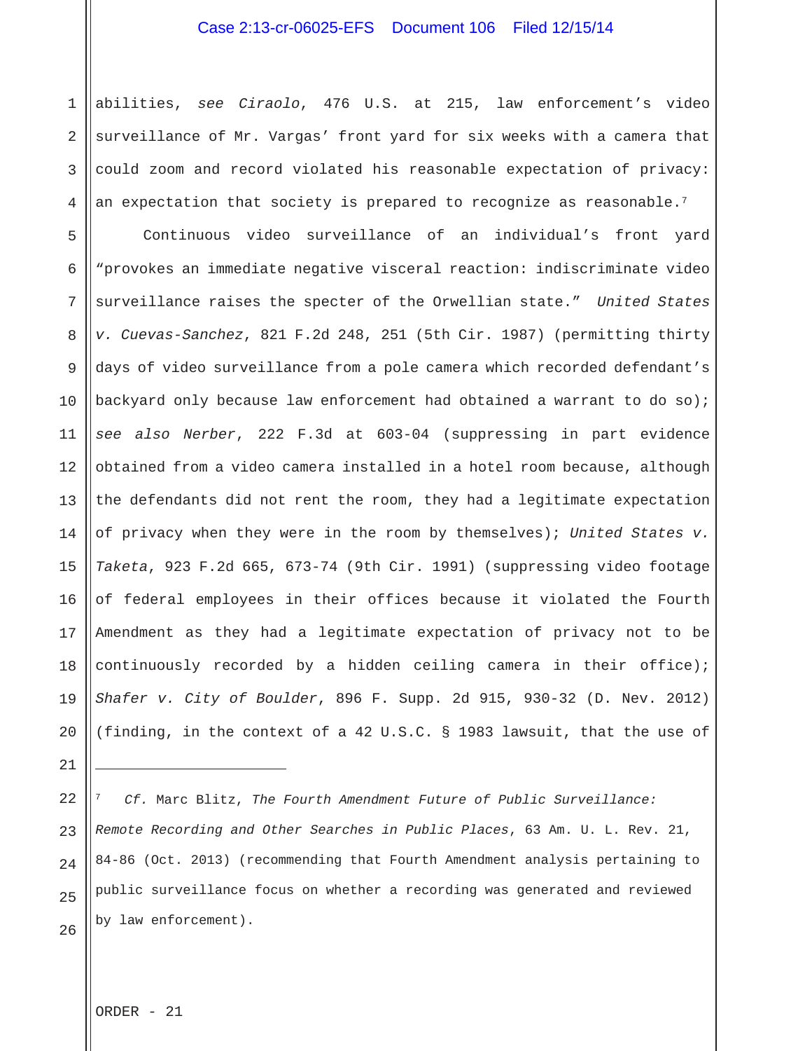abilities, *see Ciraolo*, 476 U.S. at 215, law enforcement's video surveillance of Mr. Vargas' front yard for six weeks with a camera that could zoom and record violated his reasonable expectation of privacy: an expectation that society is prepared to recognize as reasonable.[7]

Continuous video surveillance of an individual's front yard "provokes an immediate negative visceral reaction: indiscriminate video surveillance raises the specter of the Orwellian state." *United States v. Cuevas-Sanchez*, 821 F.2d 248, 251 (5th Cir. 1987) (permitting thirty days of video surveillance from a pole camera which recorded defendant's backyard only because law enforcement had obtained a warrant to do so); *see also Nerber*, 222 F.3d at 603-04 (suppressing in part evidence obtained from a video camera installed in a hotel room because, although the defendants did not rent the room, they had a legitimate expectation of privacy when they were in the room by themselves); *United States v. Taketa*, 923 F.2d 665, 673-74 (9th Cir. 1991) (suppressing video footage of federal employees in their offices because it violated the Fourth Amendment as they had a legitimate expectation of privacy not to be continuously recorded by a hidden ceiling camera in their office); *Shafer v. City of Boulder*, 896 F. Supp. 2d 915, 930-32 (D. Nev. 2012) (finding, in the context of a 42 U.S.C. § 1983 lawsuit, that the use of

---

[7] *Cf.* Marc Blitz, *The Fourth Amendment Future of Public Surveillance: Remote Recording and Other Searches in Public Places*, 63 Am. U. L. Rev. 21, 84-86 (Oct. 2013) (recommending that Fourth Amendment analysis pertaining to public surveillance focus on whether a recording was generated and reviewed by law enforcement).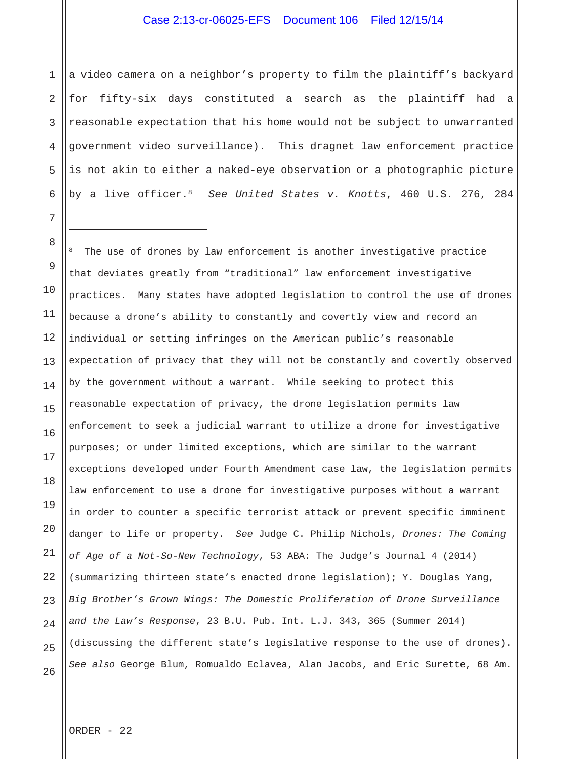a video camera on a neighbor's property to film the plaintiff's backyard for fifty-six days constituted a search as the plaintiff had a reasonable expectation that his home would not be subject to unwarranted government video surveillance). This dragnet law enforcement practice is not akin to either a naked-eye observation or a photographic picture by a live officer.[8] *See United States v. Knotts*, 460 U.S. 276, 284

---

[8] The use of drones by law enforcement is another investigative practice that deviates greatly from "traditional" law enforcement investigative practices. Many states have adopted legislation to control the use of drones because a drone's ability to constantly and covertly view and record an individual or setting infringes on the American public's reasonable expectation of privacy that they will not be constantly and covertly observed by the government without a warrant. While seeking to protect this reasonable expectation of privacy, the drone legislation permits law enforcement to seek a judicial warrant to utilize a drone for investigative purposes; or under limited exceptions, which are similar to the warrant exceptions developed under Fourth Amendment case law, the legislation permits law enforcement to use a drone for investigative purposes without a warrant in order to counter a specific terrorist attack or prevent specific imminent danger to life or property. *See* Judge C. Philip Nichols, *Drones: The Coming of Age of a Not-So-New Technology*, 53 ABA: The Judge's Journal 4 (2014) (summarizing thirteen state's enacted drone legislation); Y. Douglas Yang, *Big Brother's Grown Wings: The Domestic Proliferation of Drone Surveillance and the Law's Response*, 23 B.U. Pub. Int. L.J. 343, 365 (Summer 2014) (discussing the different state's legislative response to the use of drones). *See also* George Blum, Romualdo Eclavea, Alan Jacobs, and Eric Surette, 68 Am.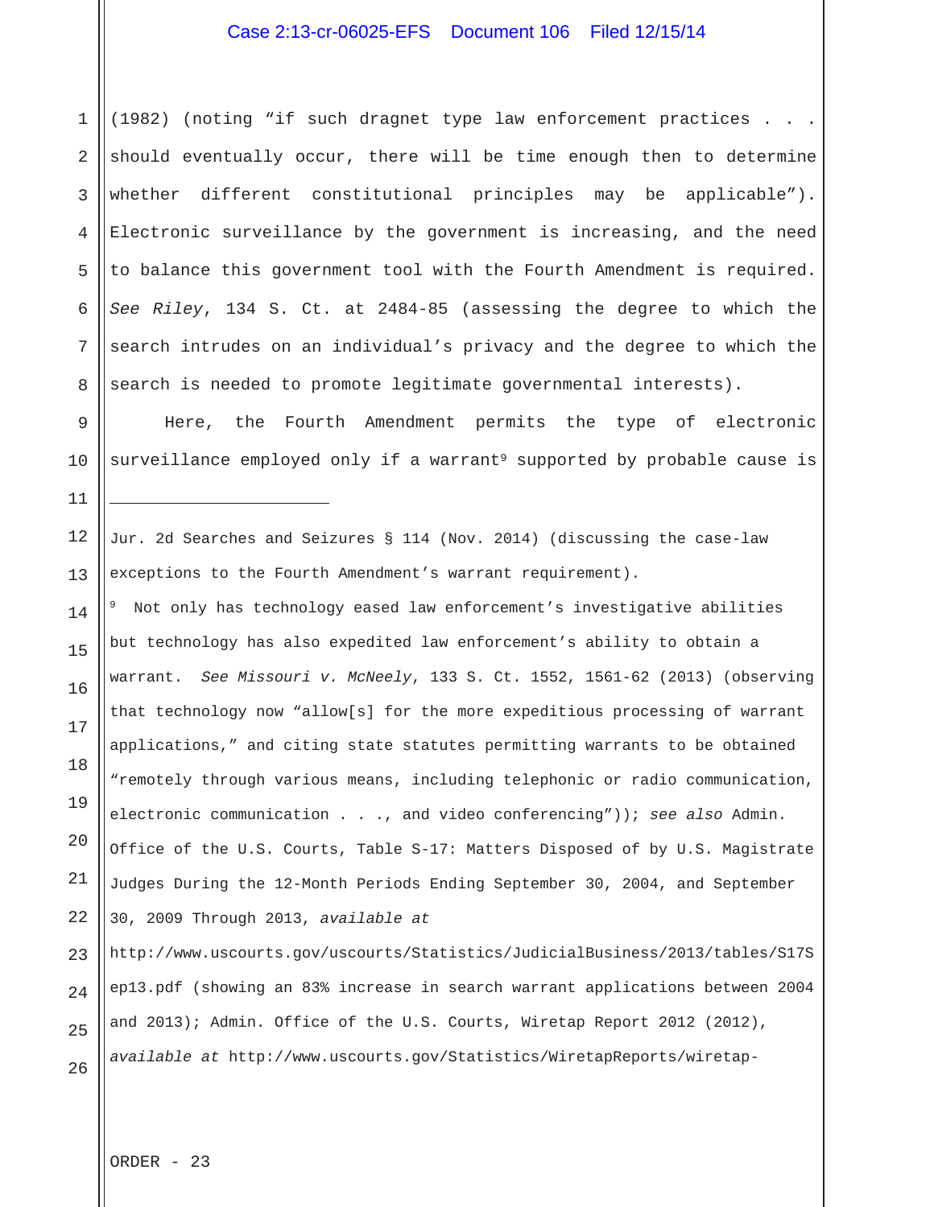(1982) (noting "if such dragnet type law enforcement practices . . . should eventually occur, there will be time enough then to determine whether different constitutional principles may be applicable"). Electronic surveillance by the government is increasing, and the need to balance this government tool with the Fourth Amendment is required. *See Riley*, 134 S. Ct. at 2484-85 (assessing the degree to which the search intrudes on an individual's privacy and the degree to which the search is needed to promote legitimate governmental interests).

Here, the Fourth Amendment permits the type of electronic surveillance employed only if a warrant[9] supported by probable cause is

---

Jur. 2d Searches and Seizures § 114 (Nov. 2014) (discussing the case-law exceptions to the Fourth Amendment's warrant requirement).

[9] Not only has technology eased law enforcement's investigative abilities but technology has also expedited law enforcement's ability to obtain a warrant. *See Missouri v. McNeely*, 133 S. Ct. 1552, 1561-62 (2013) (observing that technology now "allow[s] for the more expeditious processing of warrant applications," and citing state statutes permitting warrants to be obtained "remotely through various means, including telephonic or radio communication, electronic communication . . ., and video conferencing")); *see also* Admin. Office of the U.S. Courts, Table S-17: Matters Disposed of by U.S. Magistrate Judges During the 12-Month Periods Ending September 30, 2004, and September 30, 2009 Through 2013, *available at* http://www.uscourts.gov/uscourts/Statistics/JudicialBusiness/2013/tables/S17Sep13.pdf (showing an 83% increase in search warrant applications between 2004 and 2013); Admin. Office of the U.S. Courts, Wiretap Report 2012 (2012), *available at* http://www.uscourts.gov/Statistics/WiretapReports/wiretap-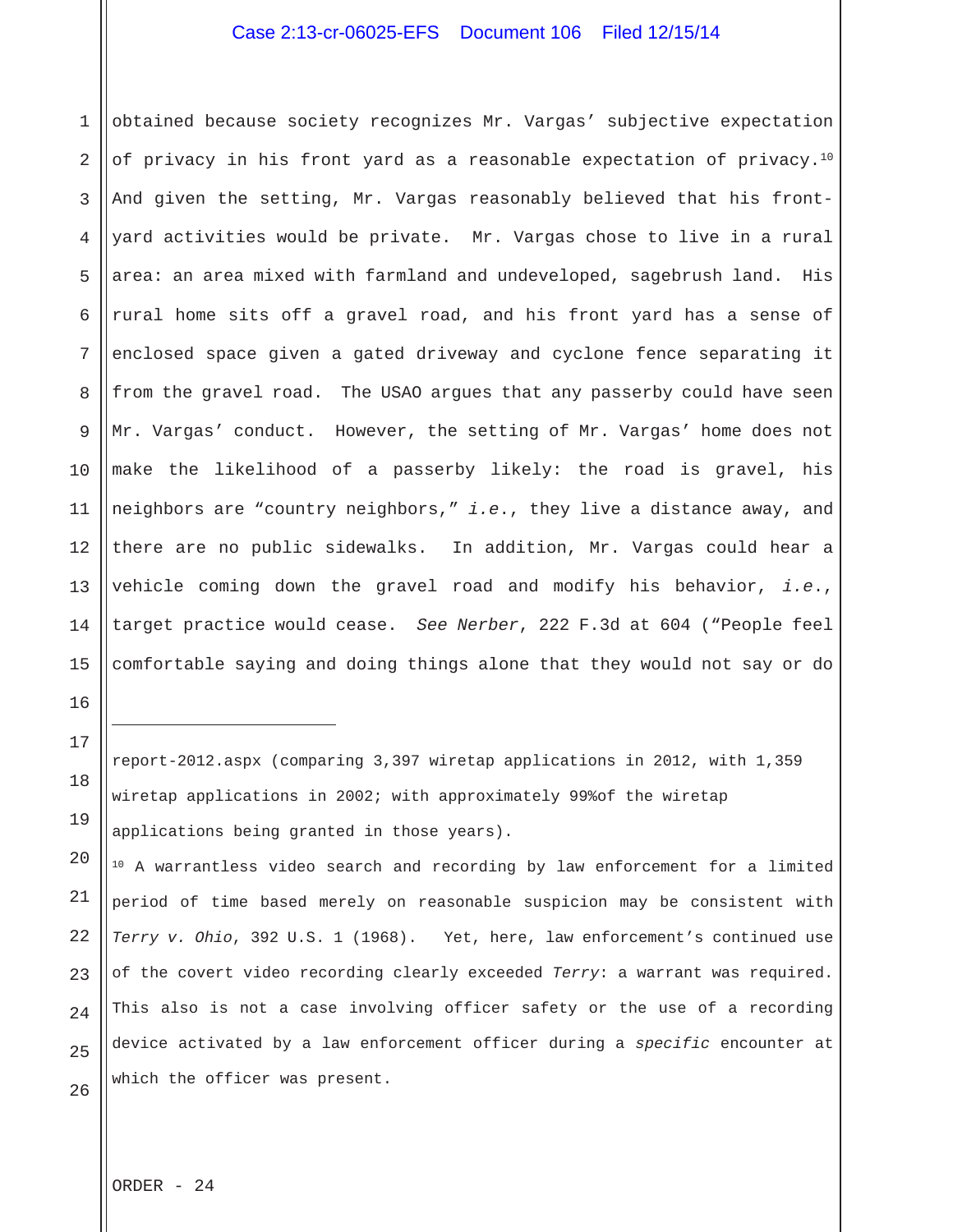obtained because society recognizes Mr. Vargas' subjective expectation of privacy in his front yard as a reasonable expectation of privacy.[10] And given the setting, Mr. Vargas reasonably believed that his front-yard activities would be private. Mr. Vargas chose to live in a rural area: an area mixed with farmland and undeveloped, sagebrush land. His rural home sits off a gravel road, and his front yard has a sense of enclosed space given a gated driveway and cyclone fence separating it from the gravel road. The USAO argues that any passerby could have seen Mr. Vargas' conduct. However, the setting of Mr. Vargas' home does not make the likelihood of a passerby likely: the road is gravel, his neighbors are "country neighbors," *i.e.*, they live a distance away, and there are no public sidewalks. In addition, Mr. Vargas could hear a vehicle coming down the gravel road and modify his behavior, *i.e.*, target practice would cease. *See Nerber*, 222 F.3d at 604 ("People feel comfortable saying and doing things alone that they would not say or do

---

report-2012.aspx (comparing 3,397 wiretap applications in 2012, with 1,359 wiretap applications in 2002; with approximately 99%of the wiretap applications being granted in those years).

[10] A warrantless video search and recording by law enforcement for a limited period of time based merely on reasonable suspicion may be consistent with *Terry v. Ohio*, 392 U.S. 1 (1968). Yet, here, law enforcement's continued use of the covert video recording clearly exceeded *Terry*: a warrant was required. This also is not a case involving officer safety or the use of a recording device activated by a law enforcement officer during a *specific* encounter at which the officer was present.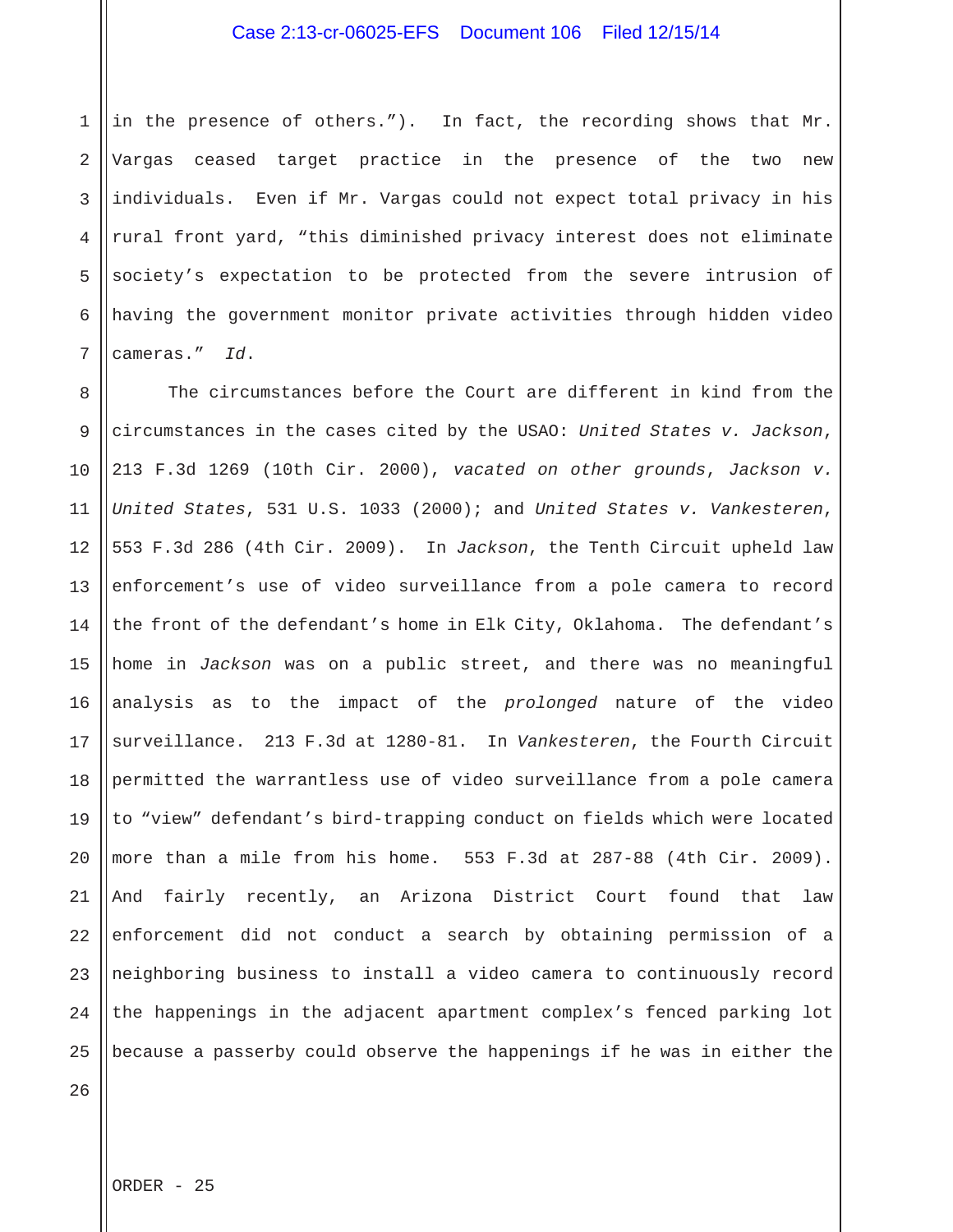in the presence of others."). In fact, the recording shows that Mr. Vargas ceased target practice in the presence of the two new individuals. Even if Mr. Vargas could not expect total privacy in his rural front yard, "this diminished privacy interest does not eliminate society's expectation to be protected from the severe intrusion of having the government monitor private activities through hidden video cameras." *Id*.

The circumstances before the Court are different in kind from the circumstances in the cases cited by the USAO: *United States v. Jackson*, 213 F.3d 1269 (10th Cir. 2000), *vacated on other grounds*, *Jackson v. United States*, 531 U.S. 1033 (2000); and *United States v. Vankesteren*, 553 F.3d 286 (4th Cir. 2009). In *Jackson*, the Tenth Circuit upheld law enforcement's use of video surveillance from a pole camera to record the front of the defendant's home in Elk City, Oklahoma. The defendant's home in *Jackson* was on a public street, and there was no meaningful analysis as to the impact of the *prolonged* nature of the video surveillance. 213 F.3d at 1280-81. In *Vankesteren*, the Fourth Circuit permitted the warrantless use of video surveillance from a pole camera to "view" defendant's bird-trapping conduct on fields which were located more than a mile from his home. 553 F.3d at 287-88 (4th Cir. 2009). And fairly recently, an Arizona District Court found that law enforcement did not conduct a search by obtaining permission of a neighboring business to install a video camera to continuously record the happenings in the adjacent apartment complex's fenced parking lot because a passerby could observe the happenings if he was in either the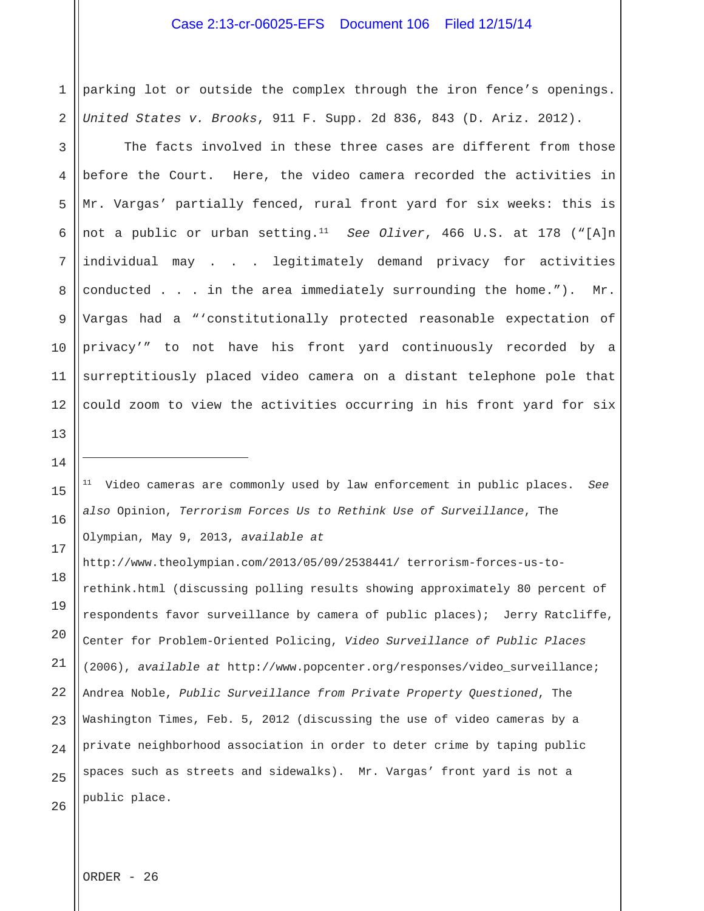parking lot or outside the complex through the iron fence's openings. *United States v. Brooks*, 911 F. Supp. 2d 836, 843 (D. Ariz. 2012).

The facts involved in these three cases are different from those before the Court. Here, the video camera recorded the activities in Mr. Vargas' partially fenced, rural front yard for six weeks: this is not a public or urban setting.[11] *See Oliver*, 466 U.S. at 178 ("[A]n individual may . . . legitimately demand privacy for activities conducted . . . in the area immediately surrounding the home."). Mr. Vargas had a "'constitutionally protected reasonable expectation of privacy'" to not have his front yard continuously recorded by a surreptitiously placed video camera on a distant telephone pole that could zoom to view the activities occurring in his front yard for six

---

[11] Video cameras are commonly used by law enforcement in public places. *See also* Opinion, *Terrorism Forces Us to Rethink Use of Surveillance*, The Olympian, May 9, 2013, *available at* http://www.theolympian.com/2013/05/09/2538441/ terrorism-forces-us-to-rethink.html (discussing polling results showing approximately 80 percent of respondents favor surveillance by camera of public places); Jerry Ratcliffe, Center for Problem-Oriented Policing, *Video Surveillance of Public Places* (2006), *available at* http://www.popcenter.org/responses/video_surveillance; Andrea Noble, *Public Surveillance from Private Property Questioned*, The Washington Times, Feb. 5, 2012 (discussing the use of video cameras by a private neighborhood association in order to deter crime by taping public spaces such as streets and sidewalks). Mr. Vargas' front yard is not a public place.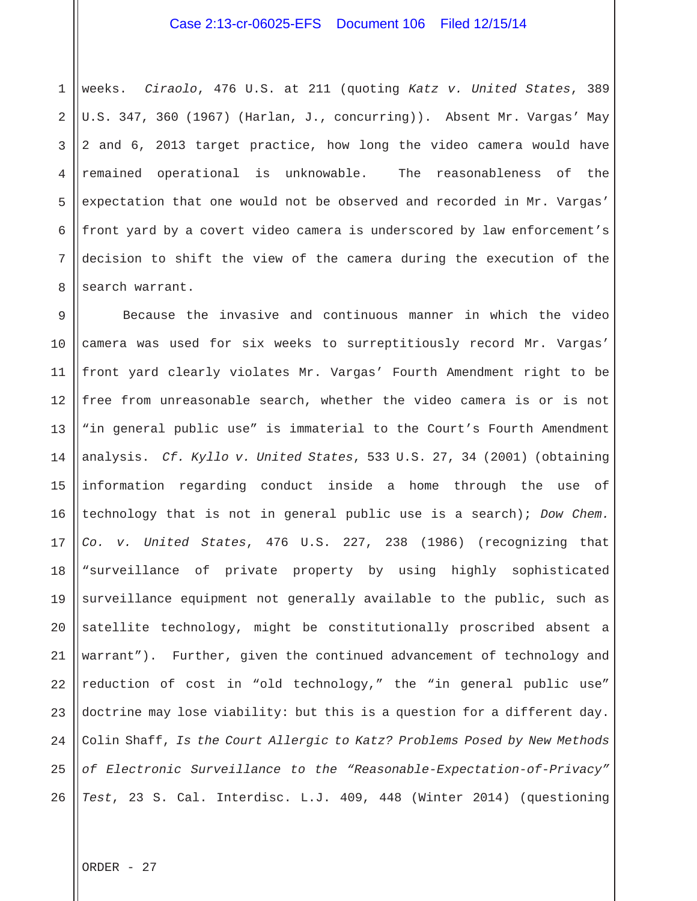weeks. *Ciraolo*, 476 U.S. at 211 (quoting *Katz v. United States*, 389 U.S. 347, 360 (1967) (Harlan, J., concurring)). Absent Mr. Vargas' May 2 and 6, 2013 target practice, how long the video camera would have remained operational is unknowable. The reasonableness of the expectation that one would not be observed and recorded in Mr. Vargas' front yard by a covert video camera is underscored by law enforcement's decision to shift the view of the camera during the execution of the search warrant.

Because the invasive and continuous manner in which the video camera was used for six weeks to surreptitiously record Mr. Vargas' front yard clearly violates Mr. Vargas' Fourth Amendment right to be free from unreasonable search, whether the video camera is or is not "in general public use" is immaterial to the Court's Fourth Amendment analysis. *Cf. Kyllo v. United States*, 533 U.S. 27, 34 (2001) (obtaining information regarding conduct inside a home through the use of technology that is not in general public use is a search); *Dow Chem. Co. v. United States*, 476 U.S. 227, 238 (1986) (recognizing that "surveillance of private property by using highly sophisticated surveillance equipment not generally available to the public, such as satellite technology, might be constitutionally proscribed absent a warrant"). Further, given the continued advancement of technology and reduction of cost in "old technology," the "in general public use" doctrine may lose viability: but this is a question for a different day. Colin Shaff, *Is the Court Allergic to Katz? Problems Posed by New Methods of Electronic Surveillance to the "Reasonable-Expectation-of-Privacy" Test*, 23 S. Cal. Interdisc. L.J. 409, 448 (Winter 2014) (questioning

ORDER - 27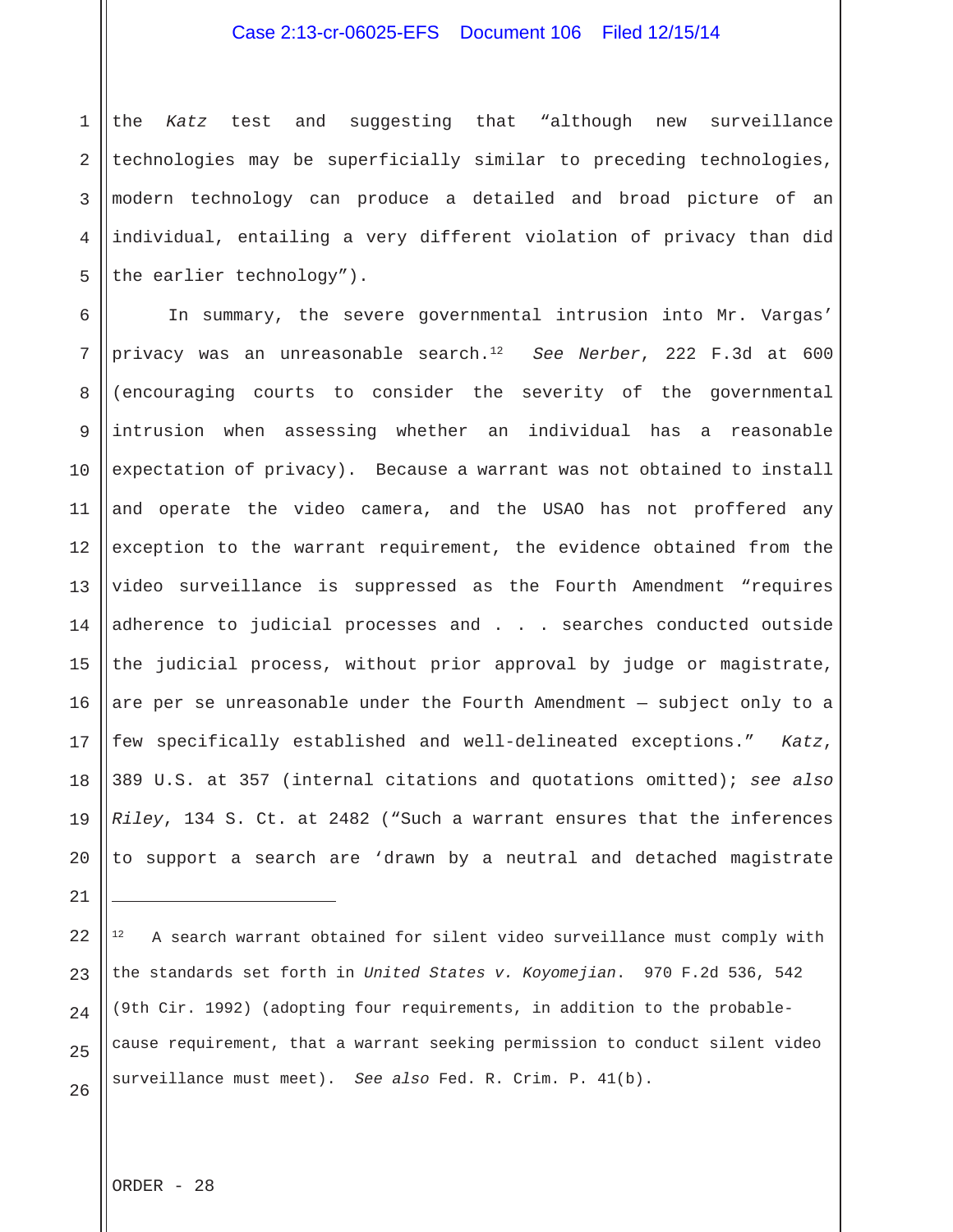the *Katz* test and suggesting that "although new surveillance technologies may be superficially similar to preceding technologies, modern technology can produce a detailed and broad picture of an individual, entailing a very different violation of privacy than did the earlier technology").

In summary, the severe governmental intrusion into Mr. Vargas' privacy was an unreasonable search.[12] *See Nerber*, 222 F.3d at 600 (encouraging courts to consider the severity of the governmental intrusion when assessing whether an individual has a reasonable expectation of privacy). Because a warrant was not obtained to install and operate the video camera, and the USAO has not proffered any exception to the warrant requirement, the evidence obtained from the video surveillance is suppressed as the Fourth Amendment "requires adherence to judicial processes and . . . searches conducted outside the judicial process, without prior approval by judge or magistrate, are per se unreasonable under the Fourth Amendment — subject only to a few specifically established and well-delineated exceptions." *Katz*, 389 U.S. at 357 (internal citations and quotations omitted); *see also Riley*, 134 S. Ct. at 2482 ("Such a warrant ensures that the inferences to support a search are 'drawn by a neutral and detached magistrate

---

[12] A search warrant obtained for silent video surveillance must comply with the standards set forth in *United States v. Koyomejian*. 970 F.2d 536, 542 (9th Cir. 1992) (adopting four requirements, in addition to the probable-cause requirement, that a warrant seeking permission to conduct silent video surveillance must meet). *See also* Fed. R. Crim. P. 41(b).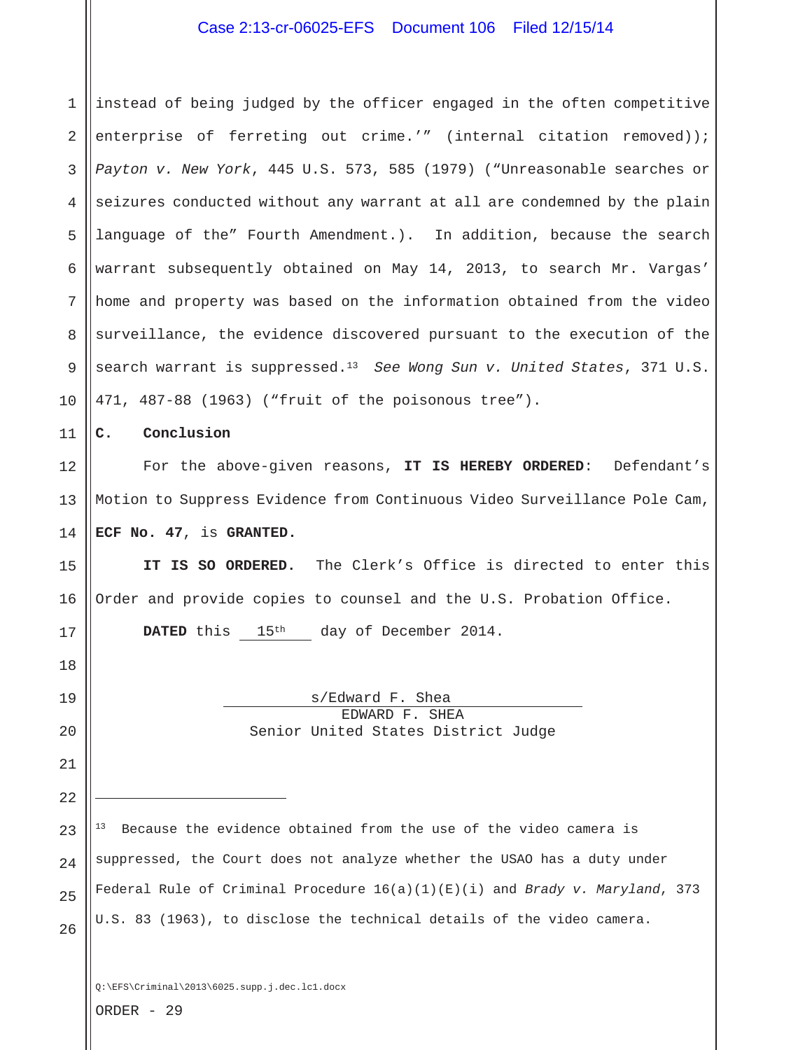instead of being judged by the officer engaged in the often competitive enterprise of ferreting out crime.'" (internal citation removed)); *Payton v. New York*, 445 U.S. 573, 585 (1979) ("Unreasonable searches or seizures conducted without any warrant at all are condemned by the plain language of the" Fourth Amendment.). In addition, because the search warrant subsequently obtained on May 14, 2013, to search Mr. Vargas' home and property was based on the information obtained from the video surveillance, the evidence discovered pursuant to the execution of the search warrant is suppressed.[13] *See Wong Sun v. United States*, 371 U.S. 471, 487-88 (1963) ("fruit of the poisonous tree").

**C. Conclusion**

For the above-given reasons, **IT IS HEREBY ORDERED**: Defendant's Motion to Suppress Evidence from Continuous Video Surveillance Pole Cam, **ECF No. 47**, is **GRANTED.**

**IT IS SO ORDERED.** The Clerk's Office is directed to enter this Order and provide copies to counsel and the U.S. Probation Office.

**DATED** this 15th day of December 2014.

s/Edward F. Shea
EDWARD F. SHEA
Senior United States District Judge

---

[13] Because the evidence obtained from the use of the video camera is suppressed, the Court does not analyze whether the USAO has a duty under Federal Rule of Criminal Procedure 16(a)(1)(E)(i) and *Brady v. Maryland*, 373 U.S. 83 (1963), to disclose the technical details of the video camera.

Q:\EFS\Criminal\2013\6025.supp.j.dec.lc1.docx

ORDER - 29